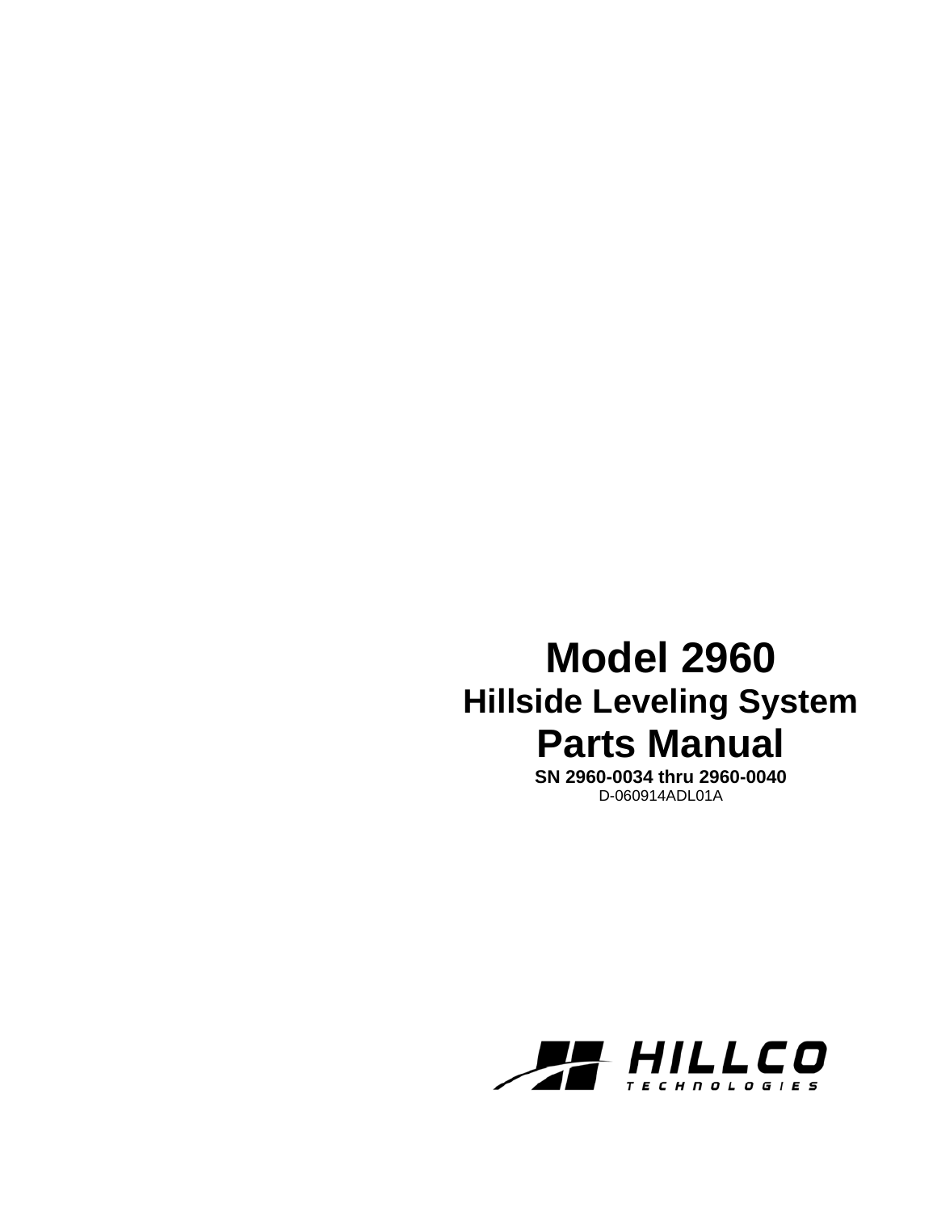# Model 2960

## Hillside Leveling System

# Parts Manual

**SN 2960-0034 thru 2960-0040**

D-060914ADL01A

HILLCO TECHNOLOGIES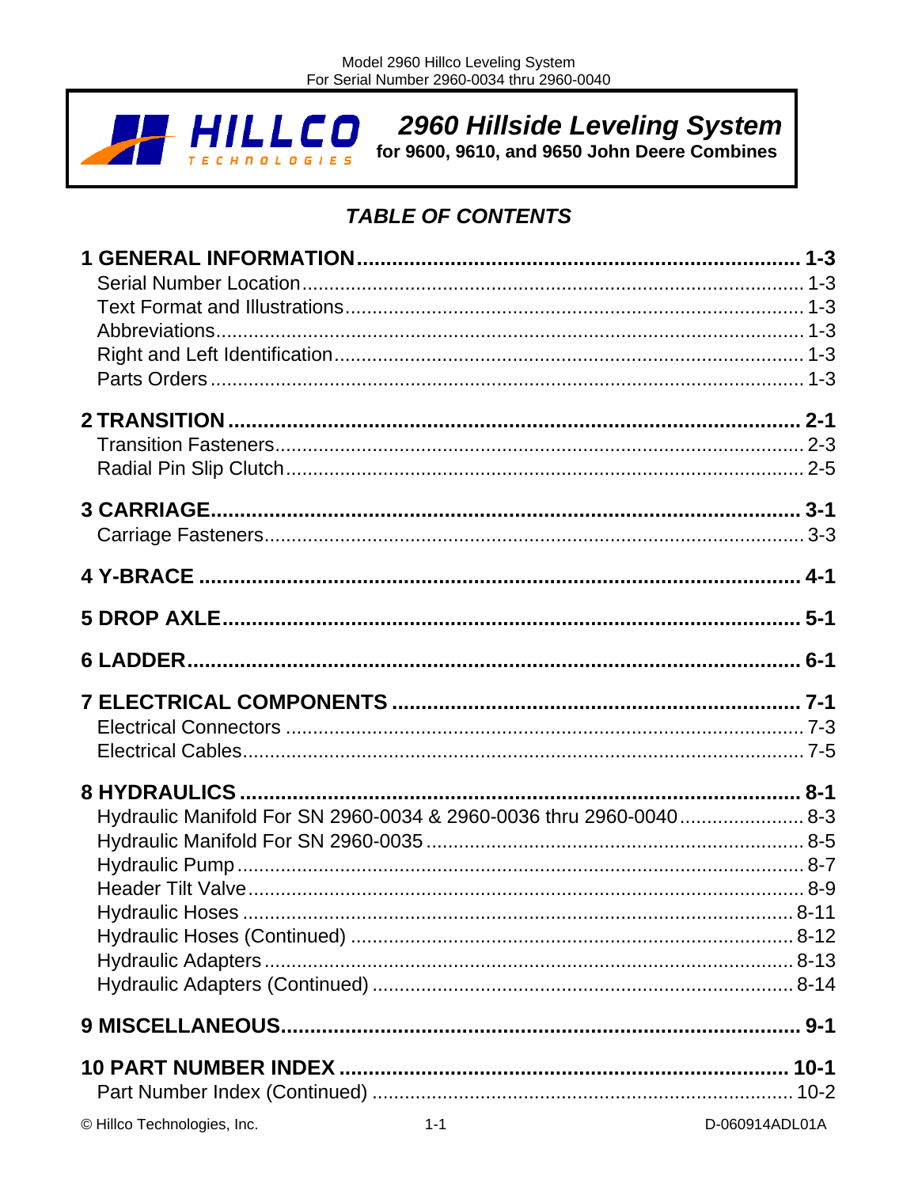**2960 Hillside Leveling System**
**for 9600, 9610, and 9650 John Deere Combines**

## TABLE OF CONTENTS

**1 GENERAL INFORMATION ........ 1-3**
- Serial Number Location ........ 1-3
- Text Format and Illustrations ........ 1-3
- Abbreviations ........ 1-3
- Right and Left Identification ........ 1-3
- Parts Orders ........ 1-3

**2 TRANSITION ........ 2-1**
- Transition Fasteners ........ 2-3
- Radial Pin Slip Clutch ........ 2-5

**3 CARRIAGE ........ 3-1**
- Carriage Fasteners ........ 3-3

**4 Y-BRACE ........ 4-1**

**5 DROP AXLE ........ 5-1**

**6 LADDER ........ 6-1**

**7 ELECTRICAL COMPONENTS ........ 7-1**
- Electrical Connectors ........ 7-3
- Electrical Cables ........ 7-5

**8 HYDRAULICS ........ 8-1**
- Hydraulic Manifold For SN 2960-0034 & 2960-0036 thru 2960-0040 ........ 8-3
- Hydraulic Manifold For SN 2960-0035 ........ 8-5
- Hydraulic Pump ........ 8-7
- Header Tilt Valve ........ 8-9
- Hydraulic Hoses ........ 8-11
- Hydraulic Hoses (Continued) ........ 8-12
- Hydraulic Adapters ........ 8-13
- Hydraulic Adapters (Continued) ........ 8-14

**9 MISCELLANEOUS ........ 9-1**

**10 PART NUMBER INDEX ........ 10-1**
- Part Number Index (Continued) ........ 10-2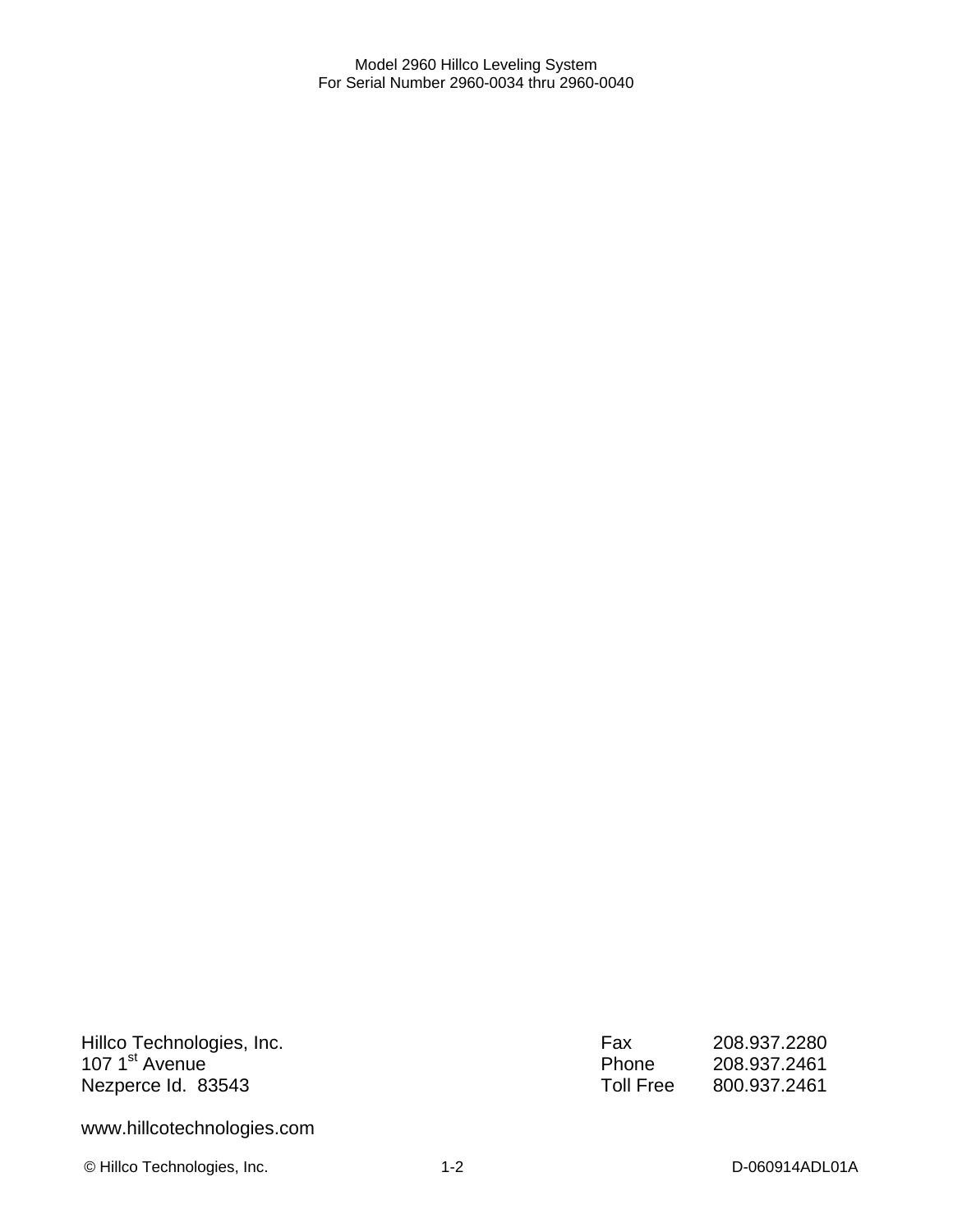Hillco Technologies, Inc.
107 1st Avenue
Nezperce Id.  83543

| | |
|---|---|
| Fax | 208.937.2280 |
| Phone | 208.937.2461 |
| Toll Free | 800.937.2461 |

www.hillcotechnologies.com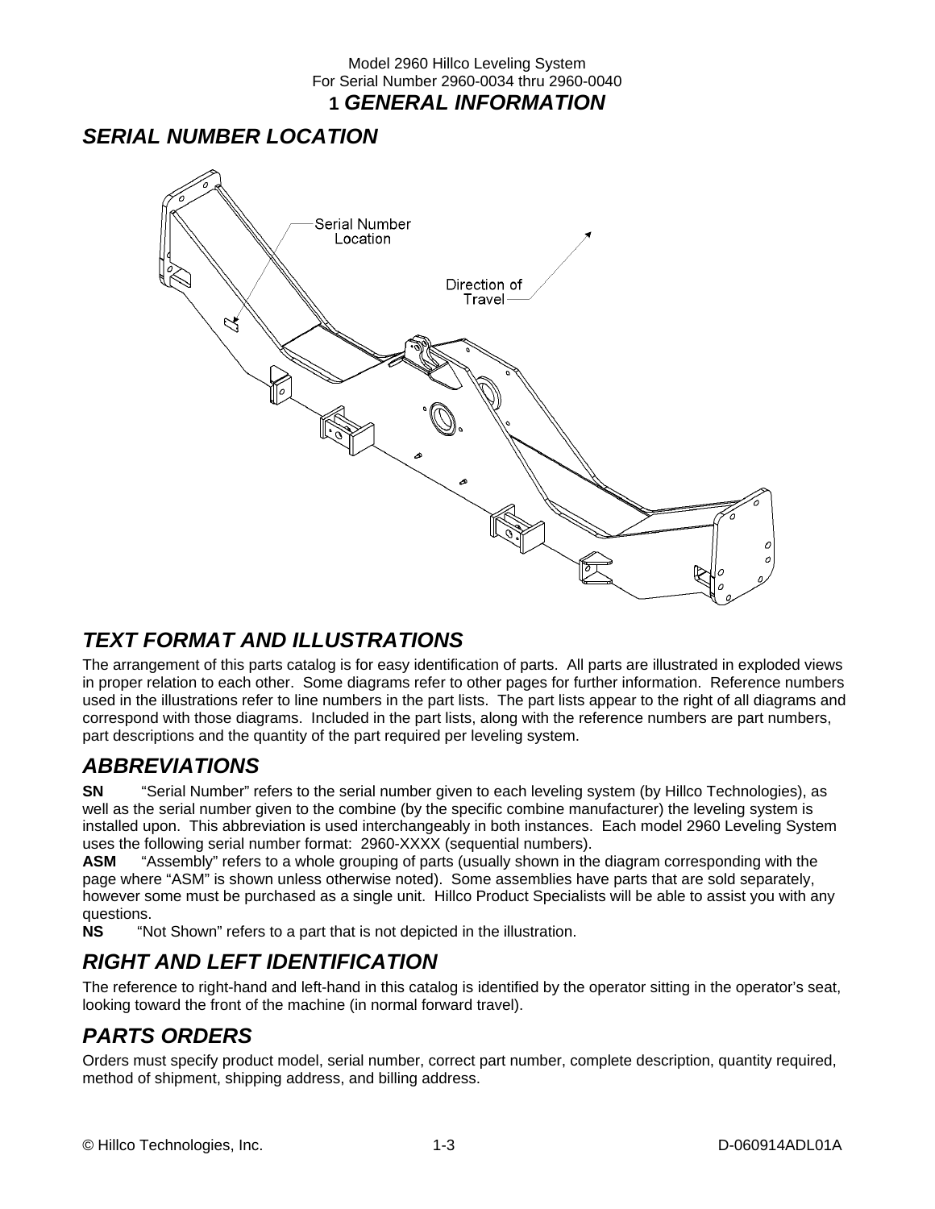# 1 GENERAL INFORMATION

## SERIAL NUMBER LOCATION

Serial Number Location

Direction of Travel

## TEXT FORMAT AND ILLUSTRATIONS

The arrangement of this parts catalog is for easy identification of parts. All parts are illustrated in exploded views in proper relation to each other. Some diagrams refer to other pages for further information. Reference numbers used in the illustrations refer to line numbers in the part lists. The part lists appear to the right of all diagrams and correspond with those diagrams. Included in the part lists, along with the reference numbers are part numbers, part descriptions and the quantity of the part required per leveling system.

## ABBREVIATIONS

**SN** "Serial Number" refers to the serial number given to each leveling system (by Hillco Technologies), as well as the serial number given to the combine (by the specific combine manufacturer) the leveling system is installed upon. This abbreviation is used interchangeably in both instances. Each model 2960 Leveling System uses the following serial number format: 2960-XXXX (sequential numbers).

**ASM** "Assembly" refers to a whole grouping of parts (usually shown in the diagram corresponding with the page where "ASM" is shown unless otherwise noted). Some assemblies have parts that are sold separately, however some must be purchased as a single unit. Hillco Product Specialists will be able to assist you with any questions.

**NS** "Not Shown" refers to a part that is not depicted in the illustration.

## RIGHT AND LEFT IDENTIFICATION

The reference to right-hand and left-hand in this catalog is identified by the operator sitting in the operator's seat, looking toward the front of the machine (in normal forward travel).

## PARTS ORDERS

Orders must specify product model, serial number, correct part number, complete description, quantity required, method of shipment, shipping address, and billing address.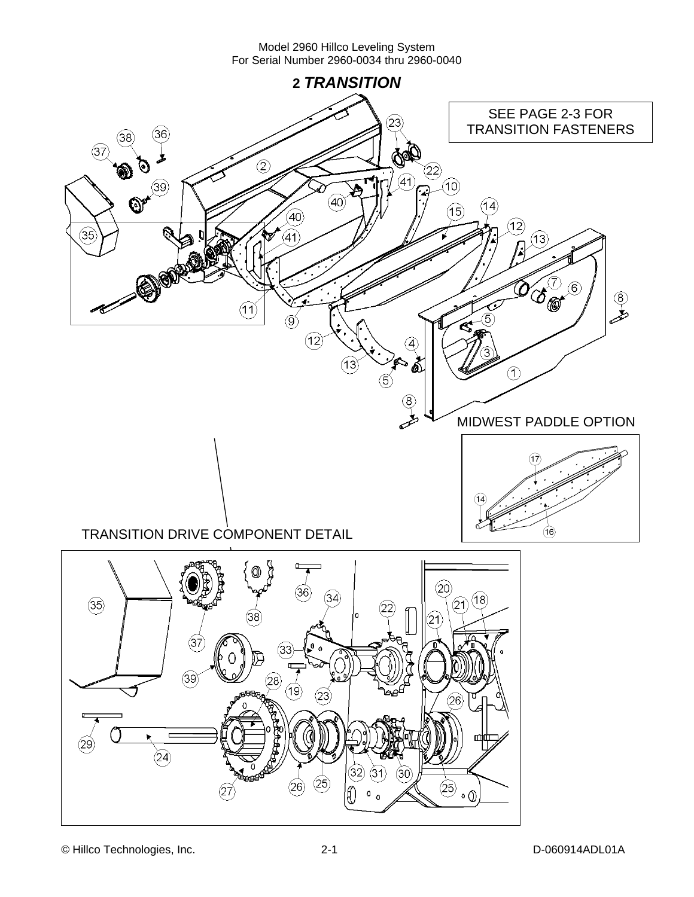# 2 *TRANSITION*

SEE PAGE 2-3 FOR TRANSITION FASTENERS

MIDWEST PADDLE OPTION

TRANSITION DRIVE COMPONENT DETAIL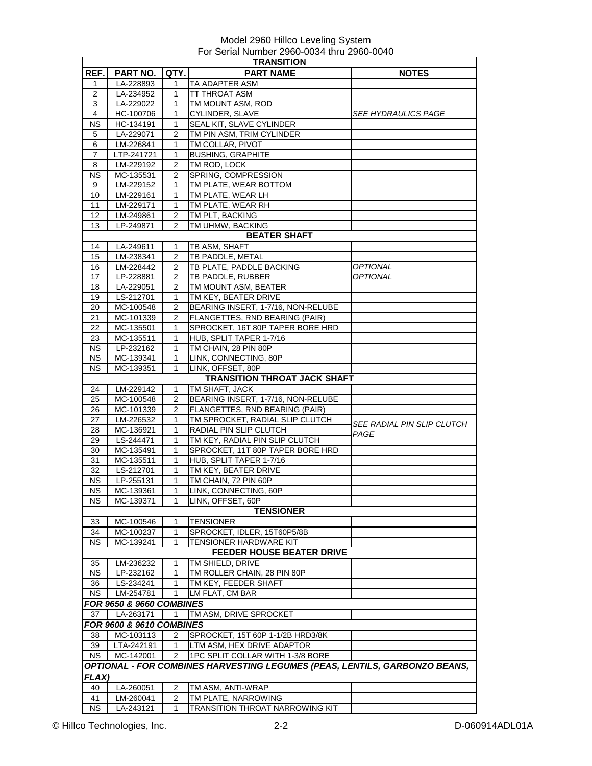Model 2960 Hillco Leveling System
For Serial Number 2960-0034 thru 2960-0040

| REF. | PART NO. | QTY. | PART NAME | NOTES |
|---|---|---|---|---|
| **TRANSITION** | | | | |
| 1 | LA-228893 | 1 | TA ADAPTER ASM | |
| 2 | LA-234952 | 1 | TT THROAT ASM | |
| 3 | LA-229022 | 1 | TM MOUNT ASM, ROD | |
| 4 | HC-100706 | 1 | CYLINDER, SLAVE | *SEE HYDRAULICS PAGE* |
| NS | HC-134191 | 1 | SEAL KIT, SLAVE CYLINDER | |
| 5 | LA-229071 | 2 | TM PIN ASM, TRIM CYLINDER | |
| 6 | LM-226841 | 1 | TM COLLAR, PIVOT | |
| 7 | LTP-241721 | 1 | BUSHING, GRAPHITE | |
| 8 | LM-229192 | 2 | TM ROD, LOCK | |
| NS | MC-135531 | 2 | SPRING, COMPRESSION | |
| 9 | LM-229152 | 1 | TM PLATE, WEAR BOTTOM | |
| 10 | LM-229161 | 1 | TM PLATE, WEAR LH | |
| 11 | LM-229171 | 1 | TM PLATE, WEAR RH | |
| 12 | LM-249861 | 2 | TM PLT, BACKING | |
| 13 | LP-249871 | 2 | TM UHMW, BACKING | |
| **BEATER SHAFT** | | | | |
| 14 | LA-249611 | 1 | TB ASM, SHAFT | |
| 15 | LM-238341 | 2 | TB PADDLE, METAL | |
| 16 | LM-228442 | 2 | TB PLATE, PADDLE BACKING | *OPTIONAL* |
| 17 | LP-228881 | 2 | TB PADDLE, RUBBER | *OPTIONAL* |
| 18 | LA-229051 | 2 | TM MOUNT ASM, BEATER | |
| 19 | LS-212701 | 1 | TM KEY, BEATER DRIVE | |
| 20 | MC-100548 | 2 | BEARING INSERT, 1-7/16, NON-RELUBE | |
| 21 | MC-101339 | 2 | FLANGETTES, RND BEARING (PAIR) | |
| 22 | MC-135501 | 1 | SPROCKET, 16T 80P TAPER BORE HRD | |
| 23 | MC-135511 | 1 | HUB, SPLIT TAPER 1-7/16 | |
| NS | LP-232162 | 1 | TM CHAIN, 28 PIN 80P | |
| NS | MC-139341 | 1 | LINK, CONNECTING, 80P | |
| NS | MC-139351 | 1 | LINK, OFFSET, 80P | |
| **TRANSITION THROAT JACK SHAFT** | | | | |
| 24 | LM-229142 | 1 | TM SHAFT, JACK | |
| 25 | MC-100548 | 2 | BEARING INSERT, 1-7/16, NON-RELUBE | |
| 26 | MC-101339 | 2 | FLANGETTES, RND BEARING (PAIR) | |
| 27 | LM-226532 | 1 | TM SPROCKET, RADIAL SLIP CLUTCH | *SEE RADIAL PIN SLIP CLUTCH PAGE* |
| 28 | MC-136921 | 1 | RADIAL PIN SLIP CLUTCH | |
| 29 | LS-244471 | 1 | TM KEY, RADIAL PIN SLIP CLUTCH | |
| 30 | MC-135491 | 1 | SPROCKET, 11T 80P TAPER BORE HRD | |
| 31 | MC-135511 | 1 | HUB, SPLIT TAPER 1-7/16 | |
| 32 | LS-212701 | 1 | TM KEY, BEATER DRIVE | |
| NS | LP-255131 | 1 | TM CHAIN, 72 PIN 60P | |
| NS | MC-139361 | 1 | LINK, CONNECTING, 60P | |
| NS | MC-139371 | 1 | LINK, OFFSET, 60P | |
| **TENSIONER** | | | | |
| 33 | MC-100546 | 1 | TENSIONER | |
| 34 | MC-100237 | 1 | SPROCKET, IDLER, 15T60P5/8B | |
| NS | MC-139241 | 1 | TENSIONER HARDWARE KIT | |
| **FEEDER HOUSE BEATER DRIVE** | | | | |
| 35 | LM-236232 | 1 | TM SHIELD, DRIVE | |
| NS | LP-232162 | 1 | TM ROLLER CHAIN, 28 PIN 80P | |
| 36 | LS-234241 | 1 | TM KEY, FEEDER SHAFT | |
| NS | LM-254781 | 1 | LM FLAT, CM BAR | |
| ***FOR 9650 & 9660 COMBINES*** | | | | |
| 37 | LA-263171 | 1 | TM ASM, DRIVE SPROCKET | |
| ***FOR 9600 & 9610 COMBINES*** | | | | |
| 38 | MC-103113 | 2 | SPROCKET, 15T 60P 1-1/2B HRD3/8K | |
| 39 | LTA-242191 | 1 | LTM ASM, HEX DRIVE ADAPTOR | |
| NS | MC-142001 | 2 | 1PC SPLIT COLLAR WITH 1-3/8 BORE | |
| ***OPTIONAL - FOR COMBINES HARVESTING LEGUMES (PEAS, LENTILS, GARBONZO BEANS, FLAX)*** | | | | |
| 40 | LA-260051 | 2 | TM ASM, ANTI-WRAP | |
| 41 | LM-260041 | 2 | TM PLATE, NARROWING | |
| NS | LA-243121 | 1 | TRANSITION THROAT NARROWING KIT | |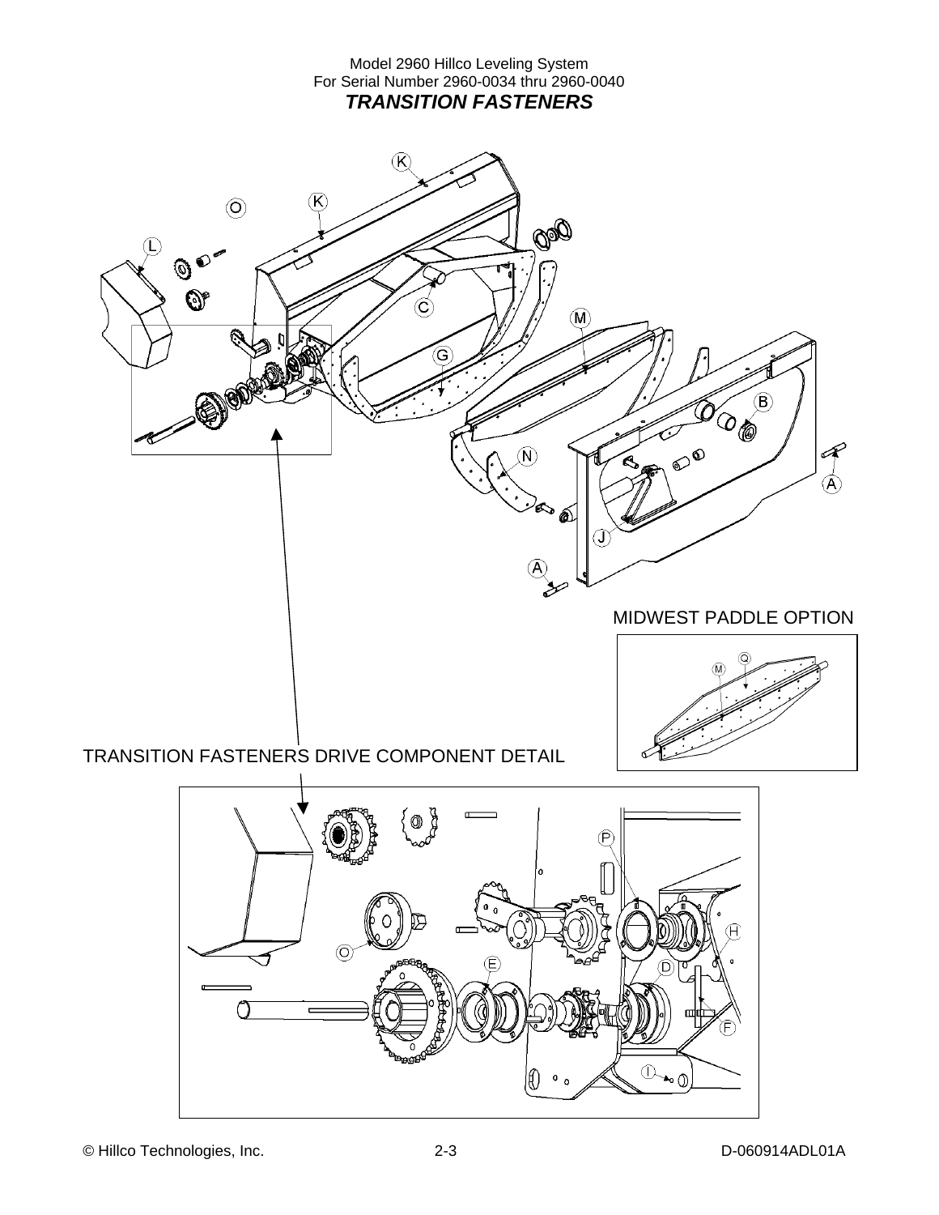Model 2960 Hillco Leveling System
For Serial Number 2960-0034 thru 2960-0040

# *TRANSITION FASTENERS*

MIDWEST PADDLE OPTION

TRANSITION FASTENERS DRIVE COMPONENT DETAIL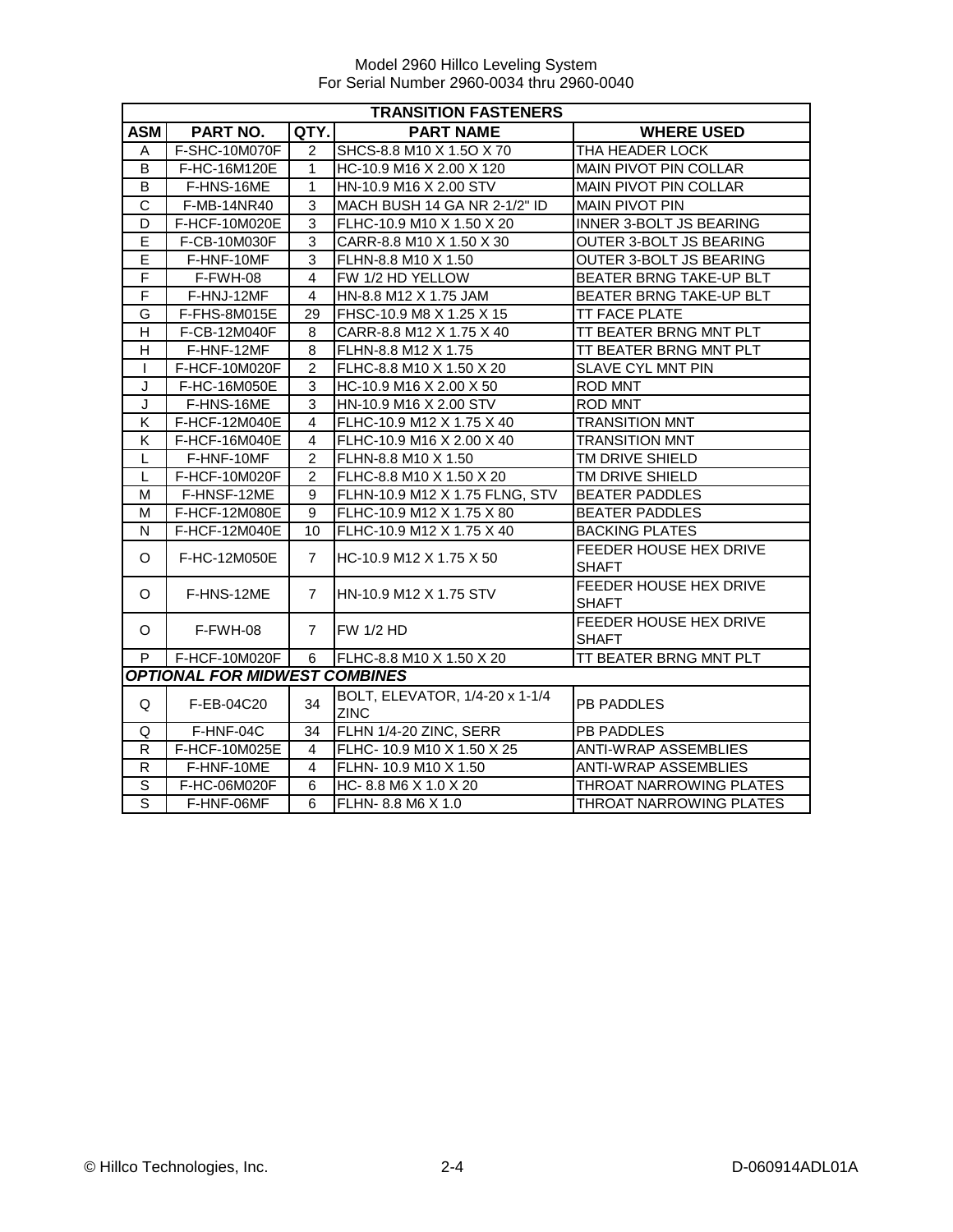Model 2960 Hillco Leveling System
For Serial Number 2960-0034 thru 2960-0040

| TRANSITION FASTENERS | | | | |
|---|---|---|---|---|
| **ASM** | **PART NO.** | **QTY.** | **PART NAME** | **WHERE USED** |
| A | F-SHC-10M070F | 2 | SHCS-8.8 M10 X 1.5O X 70 | THA HEADER LOCK |
| B | F-HC-16M120E | 1 | HC-10.9 M16 X 2.00 X 120 | MAIN PIVOT PIN COLLAR |
| B | F-HNS-16ME | 1 | HN-10.9 M16 X 2.00 STV | MAIN PIVOT PIN COLLAR |
| C | F-MB-14NR40 | 3 | MACH BUSH 14 GA NR 2-1/2" ID | MAIN PIVOT PIN |
| D | F-HCF-10M020E | 3 | FLHC-10.9 M10 X 1.50 X 20 | INNER 3-BOLT JS BEARING |
| E | F-CB-10M030F | 3 | CARR-8.8 M10 X 1.50 X 30 | OUTER 3-BOLT JS BEARING |
| E | F-HNF-10MF | 3 | FLHN-8.8 M10 X 1.50 | OUTER 3-BOLT JS BEARING |
| F | F-FWH-08 | 4 | FW 1/2 HD YELLOW | BEATER BRNG TAKE-UP BLT |
| F | F-HNJ-12MF | 4 | HN-8.8 M12 X 1.75 JAM | BEATER BRNG TAKE-UP BLT |
| G | F-FHS-8M015E | 29 | FHSC-10.9 M8 X 1.25 X 15 | TT FACE PLATE |
| H | F-CB-12M040F | 8 | CARR-8.8 M12 X 1.75 X 40 | TT BEATER BRNG MNT PLT |
| H | F-HNF-12MF | 8 | FLHN-8.8 M12 X 1.75 | TT BEATER BRNG MNT PLT |
| I | F-HCF-10M020F | 2 | FLHC-8.8 M10 X 1.50 X 20 | SLAVE CYL MNT PIN |
| J | F-HC-16M050E | 3 | HC-10.9 M16 X 2.00 X 50 | ROD MNT |
| J | F-HNS-16ME | 3 | HN-10.9 M16 X 2.00 STV | ROD MNT |
| K | F-HCF-12M040E | 4 | FLHC-10.9 M12 X 1.75 X 40 | TRANSITION MNT |
| K | F-HCF-16M040E | 4 | FLHC-10.9 M16 X 2.00 X 40 | TRANSITION MNT |
| L | F-HNF-10MF | 2 | FLHN-8.8 M10 X 1.50 | TM DRIVE SHIELD |
| L | F-HCF-10M020F | 2 | FLHC-8.8 M10 X 1.50 X 20 | TM DRIVE SHIELD |
| M | F-HNSF-12ME | 9 | FLHN-10.9 M12 X 1.75 FLNG, STV | BEATER PADDLES |
| M | F-HCF-12M080E | 9 | FLHC-10.9 M12 X 1.75 X 80 | BEATER PADDLES |
| N | F-HCF-12M040E | 10 | FLHC-10.9 M12 X 1.75 X 40 | BACKING PLATES |
| O | F-HC-12M050E | 7 | HC-10.9 M12 X 1.75 X 50 | FEEDER HOUSE HEX DRIVE SHAFT |
| O | F-HNS-12ME | 7 | HN-10.9 M12 X 1.75 STV | FEEDER HOUSE HEX DRIVE SHAFT |
| O | F-FWH-08 | 7 | FW 1/2 HD | FEEDER HOUSE HEX DRIVE SHAFT |
| P | F-HCF-10M020F | 6 | FLHC-8.8 M10 X 1.50 X 20 | TT BEATER BRNG MNT PLT |
| ***OPTIONAL FOR MIDWEST COMBINES*** | | | | |
| Q | F-EB-04C20 | 34 | BOLT, ELEVATOR, 1/4-20 x 1-1/4 ZINC | PB PADDLES |
| Q | F-HNF-04C | 34 | FLHN 1/4-20 ZINC, SERR | PB PADDLES |
| R | F-HCF-10M025E | 4 | FLHC- 10.9 M10 X 1.50 X 25 | ANTI-WRAP ASSEMBLIES |
| R | F-HNF-10ME | 4 | FLHN- 10.9 M10 X 1.50 | ANTI-WRAP ASSEMBLIES |
| S | F-HC-06M020F | 6 | HC- 8.8 M6 X 1.0 X 20 | THROAT NARROWING PLATES |
| S | F-HNF-06MF | 6 | FLHN- 8.8 M6 X 1.0 | THROAT NARROWING PLATES |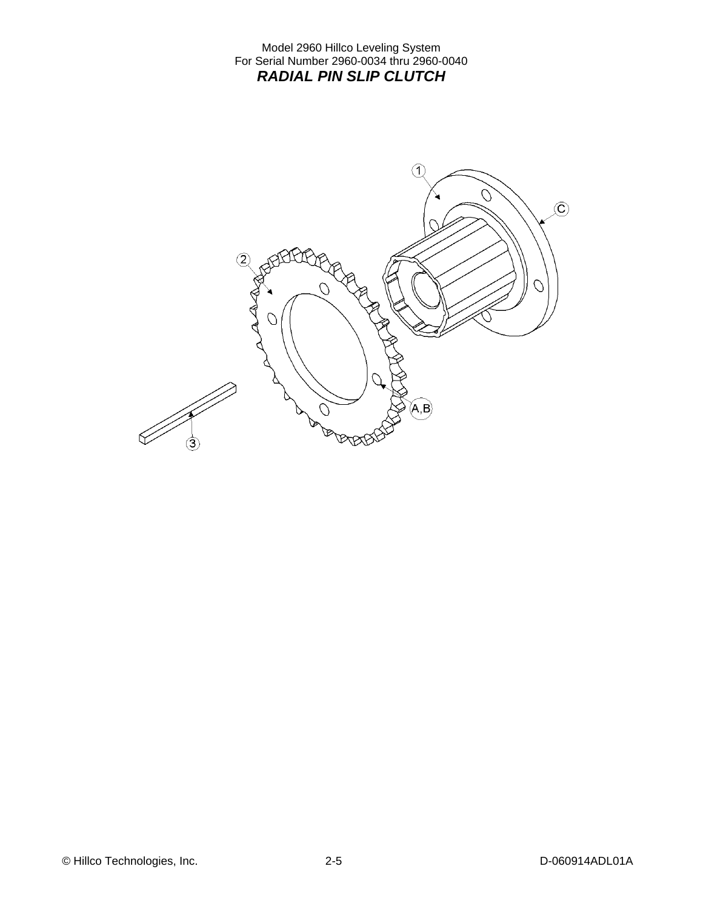Model 2960 Hillco Leveling System
For Serial Number 2960-0034 thru 2960-0040

## *RADIAL PIN SLIP CLUTCH*

1

C

2

A,B

3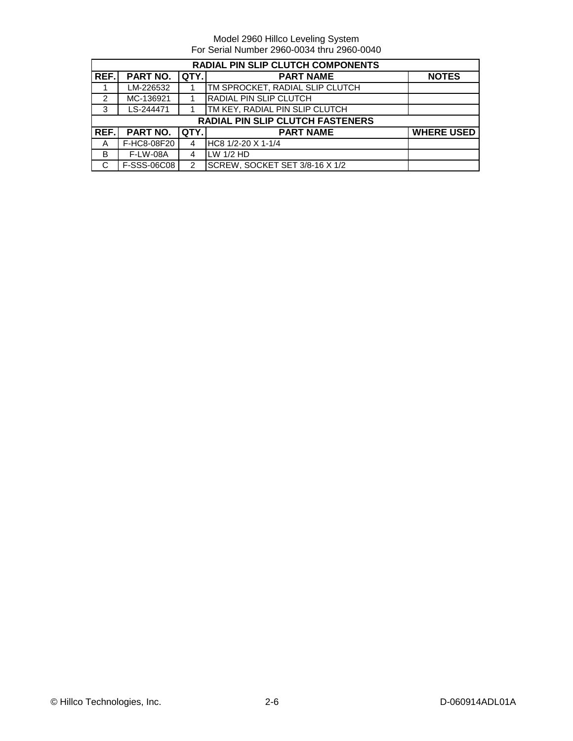Model 2960 Hillco Leveling System
For Serial Number 2960-0034 thru 2960-0040

| RADIAL PIN SLIP CLUTCH COMPONENTS | | | | |
|---|---|---|---|---|
| **REF.** | **PART NO.** | **QTY.** | **PART NAME** | **NOTES** |
| 1 | LM-226532 | 1 | TM SPROCKET, RADIAL SLIP CLUTCH | |
| 2 | MC-136921 | 1 | RADIAL PIN SLIP CLUTCH | |
| 3 | LS-244471 | 1 | TM KEY, RADIAL PIN SLIP CLUTCH | |
| **RADIAL PIN SLIP CLUTCH FASTENERS** | | | | |
| **REF.** | **PART NO.** | **QTY.** | **PART NAME** | **WHERE USED** |
| A | F-HC8-08F20 | 4 | HC8 1/2-20 X 1-1/4 | |
| B | F-LW-08A | 4 | LW 1/2 HD | |
| C | F-SSS-06C08 | 2 | SCREW, SOCKET SET 3/8-16 X 1/2 | |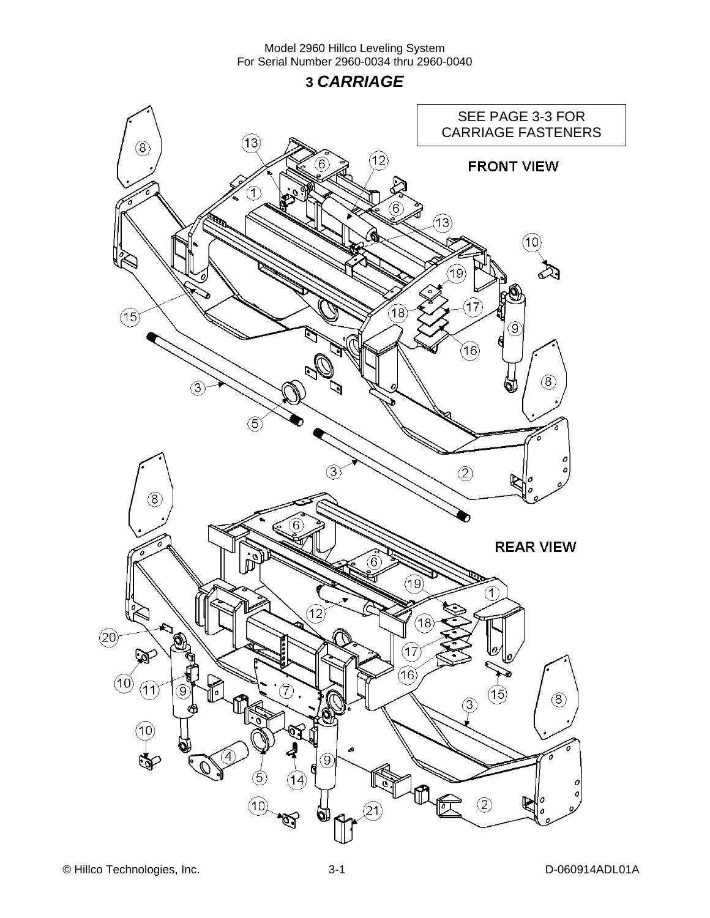# 3 *CARRIAGE*

SEE PAGE 3-3 FOR CARRIAGE FASTENERS

FRONT VIEW

REAR VIEW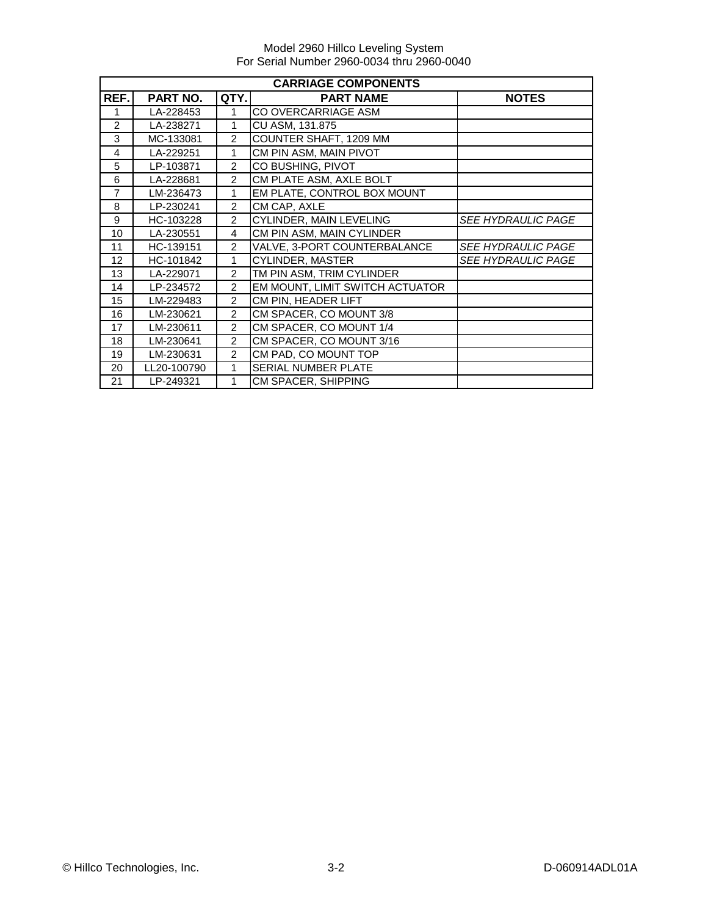Model 2960 Hillco Leveling System
For Serial Number 2960-0034 thru 2960-0040

| CARRIAGE COMPONENTS | | | | |
|---|---|---|---|---|
| **REF.** | **PART NO.** | **QTY.** | **PART NAME** | **NOTES** |
| 1 | LA-228453 | 1 | CO OVERCARRIAGE ASM | |
| 2 | LA-238271 | 1 | CU ASM, 131.875 | |
| 3 | MC-133081 | 2 | COUNTER SHAFT, 1209 MM | |
| 4 | LA-229251 | 1 | CM PIN ASM, MAIN PIVOT | |
| 5 | LP-103871 | 2 | CO BUSHING, PIVOT | |
| 6 | LA-228681 | 2 | CM PLATE ASM, AXLE BOLT | |
| 7 | LM-236473 | 1 | EM PLATE, CONTROL BOX MOUNT | |
| 8 | LP-230241 | 2 | CM CAP, AXLE | |
| 9 | HC-103228 | 2 | CYLINDER, MAIN LEVELING | *SEE HYDRAULIC PAGE* |
| 10 | LA-230551 | 4 | CM PIN ASM, MAIN CYLINDER | |
| 11 | HC-139151 | 2 | VALVE, 3-PORT COUNTERBALANCE | *SEE HYDRAULIC PAGE* |
| 12 | HC-101842 | 1 | CYLINDER, MASTER | *SEE HYDRAULIC PAGE* |
| 13 | LA-229071 | 2 | TM PIN ASM, TRIM CYLINDER | |
| 14 | LP-234572 | 2 | EM MOUNT, LIMIT SWITCH ACTUATOR | |
| 15 | LM-229483 | 2 | CM PIN, HEADER LIFT | |
| 16 | LM-230621 | 2 | CM SPACER, CO MOUNT 3/8 | |
| 17 | LM-230611 | 2 | CM SPACER, CO MOUNT 1/4 | |
| 18 | LM-230641 | 2 | CM SPACER, CO MOUNT 3/16 | |
| 19 | LM-230631 | 2 | CM PAD, CO MOUNT TOP | |
| 20 | LL20-100790 | 1 | SERIAL NUMBER PLATE | |
| 21 | LP-249321 | 1 | CM SPACER, SHIPPING | |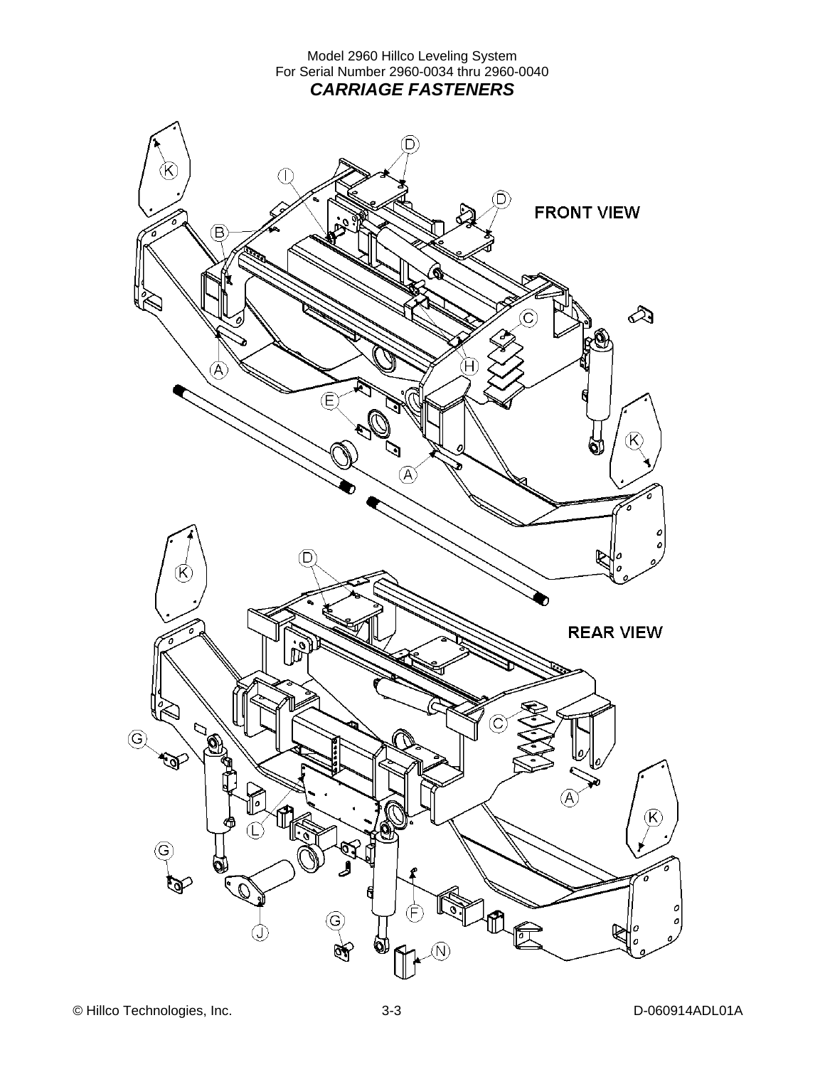# CARRIAGE FASTENERS

FRONT VIEW

REAR VIEW

K, D, I, D, B, C, A, H, E, A, K, K, D, C, G, A, L, K, G, J, F, G, N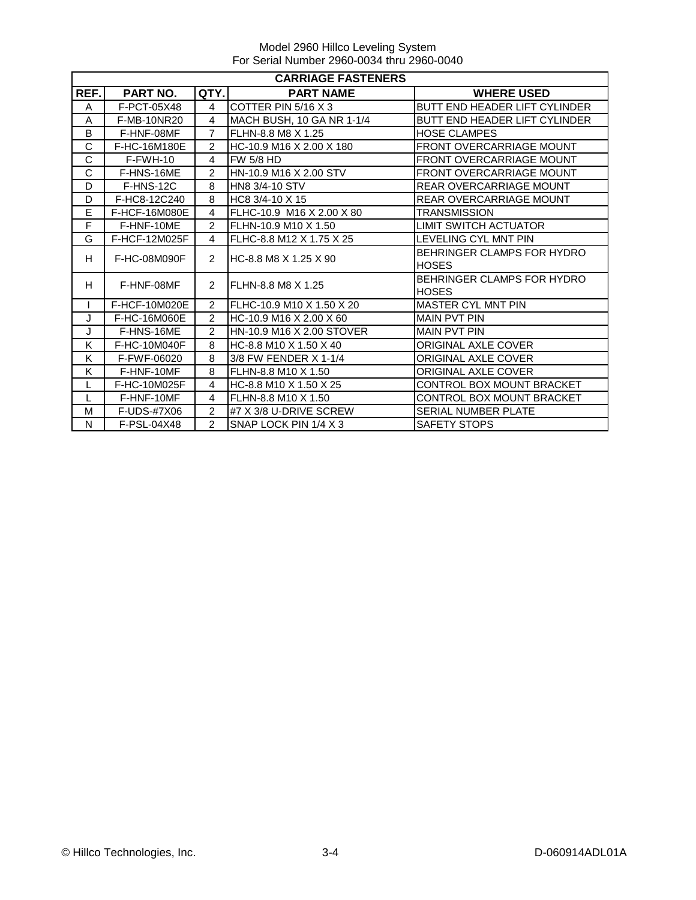Model 2960 Hillco Leveling System
For Serial Number 2960-0034 thru 2960-0040

| CARRIAGE FASTENERS | | | | |
|---|---|---|---|---|
| **REF.** | **PART NO.** | **QTY.** | **PART NAME** | **WHERE USED** |
| A | F-PCT-05X48 | 4 | COTTER PIN 5/16 X 3 | BUTT END HEADER LIFT CYLINDER |
| A | F-MB-10NR20 | 4 | MACH BUSH, 10 GA NR 1-1/4 | BUTT END HEADER LIFT CYLINDER |
| B | F-HNF-08MF | 7 | FLHN-8.8 M8 X 1.25 | HOSE CLAMPES |
| C | F-HC-16M180E | 2 | HC-10.9 M16 X 2.00 X 180 | FRONT OVERCARRIAGE MOUNT |
| C | F-FWH-10 | 4 | FW 5/8 HD | FRONT OVERCARRIAGE MOUNT |
| C | F-HNS-16ME | 2 | HN-10.9 M16 X 2.00 STV | FRONT OVERCARRIAGE MOUNT |
| D | F-HNS-12C | 8 | HN8 3/4-10 STV | REAR OVERCARRIAGE MOUNT |
| D | F-HC8-12C240 | 8 | HC8 3/4-10 X 15 | REAR OVERCARRIAGE MOUNT |
| E | F-HCF-16M080E | 4 | FLHC-10.9 M16 X 2.00 X 80 | TRANSMISSION |
| F | F-HNF-10ME | 2 | FLHN-10.9 M10 X 1.50 | LIMIT SWITCH ACTUATOR |
| G | F-HCF-12M025F | 4 | FLHC-8.8 M12 X 1.75 X 25 | LEVELING CYL MNT PIN |
| H | F-HC-08M090F | 2 | HC-8.8 M8 X 1.25 X 90 | BEHRINGER CLAMPS FOR HYDRO HOSES |
| H | F-HNF-08MF | 2 | FLHN-8.8 M8 X 1.25 | BEHRINGER CLAMPS FOR HYDRO HOSES |
| I | F-HCF-10M020E | 2 | FLHC-10.9 M10 X 1.50 X 20 | MASTER CYL MNT PIN |
| J | F-HC-16M060E | 2 | HC-10.9 M16 X 2.00 X 60 | MAIN PVT PIN |
| J | F-HNS-16ME | 2 | HN-10.9 M16 X 2.00 STOVER | MAIN PVT PIN |
| K | F-HC-10M040F | 8 | HC-8.8 M10 X 1.50 X 40 | ORIGINAL AXLE COVER |
| K | F-FWF-06020 | 8 | 3/8 FW FENDER X 1-1/4 | ORIGINAL AXLE COVER |
| K | F-HNF-10MF | 8 | FLHN-8.8 M10 X 1.50 | ORIGINAL AXLE COVER |
| L | F-HC-10M025F | 4 | HC-8.8 M10 X 1.50 X 25 | CONTROL BOX MOUNT BRACKET |
| L | F-HNF-10MF | 4 | FLHN-8.8 M10 X 1.50 | CONTROL BOX MOUNT BRACKET |
| M | F-UDS-#7X06 | 2 | #7 X 3/8 U-DRIVE SCREW | SERIAL NUMBER PLATE |
| N | F-PSL-04X48 | 2 | SNAP LOCK PIN 1/4 X 3 | SAFETY STOPS |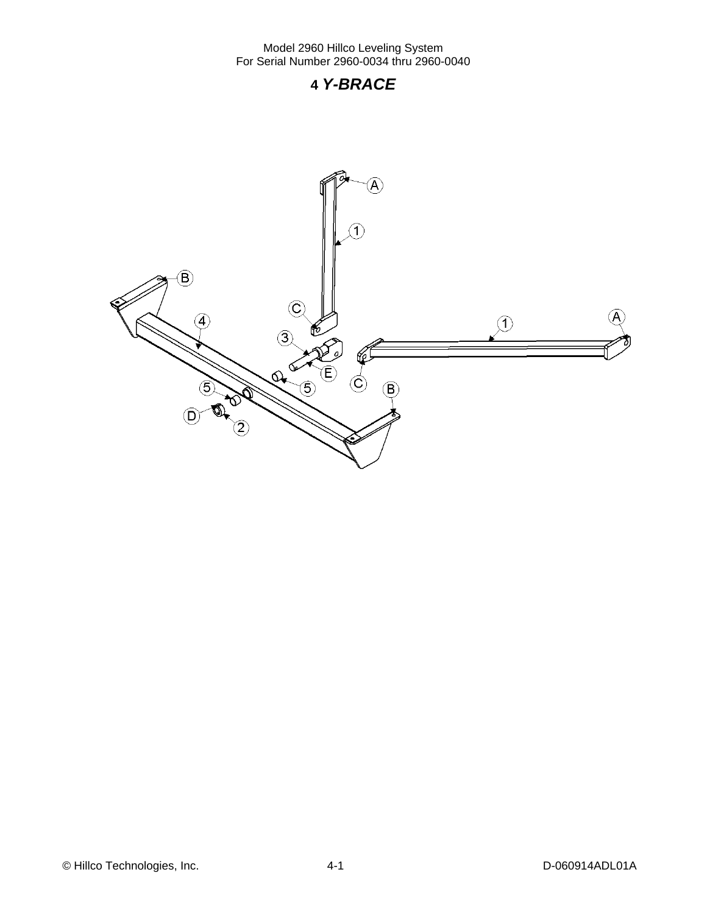# 4 *Y-BRACE*

A

1

B

C

4

3

A

1

E

5

C

B

5

D

2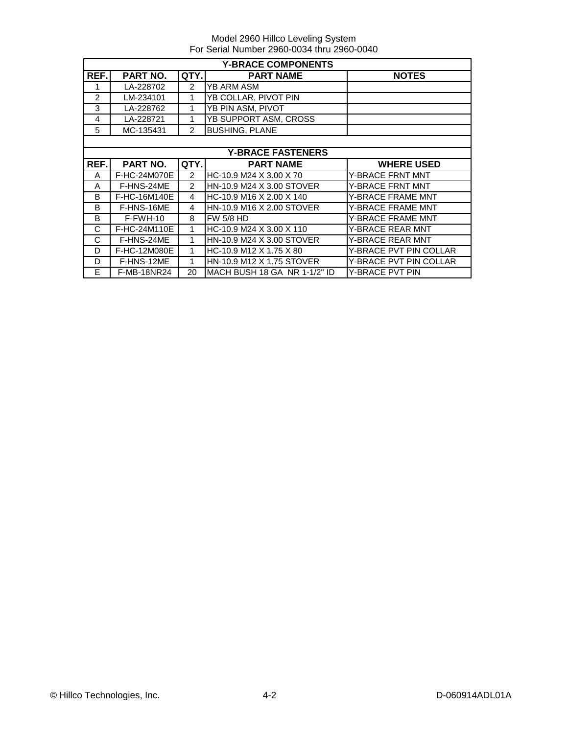Model 2960 Hillco Leveling System
For Serial Number 2960-0034 thru 2960-0040

| Y-BRACE COMPONENTS | | | | |
|---|---|---|---|---|
| REF. | PART NO. | QTY. | PART NAME | NOTES |
| 1 | LA-228702 | 2 | YB ARM ASM | |
| 2 | LM-234101 | 1 | YB COLLAR, PIVOT PIN | |
| 3 | LA-228762 | 1 | YB PIN ASM, PIVOT | |
| 4 | LA-228721 | 1 | YB SUPPORT ASM, CROSS | |
| 5 | MC-135431 | 2 | BUSHING, PLANE | |

| Y-BRACE FASTENERS | | | | |
|---|---|---|---|---|
| REF. | PART NO. | QTY. | PART NAME | WHERE USED |
| A | F-HC-24M070E | 2 | HC-10.9 M24 X 3.00 X 70 | Y-BRACE FRNT MNT |
| A | F-HNS-24ME | 2 | HN-10.9 M24 X 3.00 STOVER | Y-BRACE FRNT MNT |
| B | F-HC-16M140E | 4 | HC-10.9 M16 X 2.00 X 140 | Y-BRACE FRAME MNT |
| B | F-HNS-16ME | 4 | HN-10.9 M16 X 2.00 STOVER | Y-BRACE FRAME MNT |
| B | F-FWH-10 | 8 | FW 5/8 HD | Y-BRACE FRAME MNT |
| C | F-HC-24M110E | 1 | HC-10.9 M24 X 3.00 X 110 | Y-BRACE REAR MNT |
| C | F-HNS-24ME | 1 | HN-10.9 M24 X 3.00 STOVER | Y-BRACE REAR MNT |
| D | F-HC-12M080E | 1 | HC-10.9 M12 X 1.75 X 80 | Y-BRACE PVT PIN COLLAR |
| D | F-HNS-12ME | 1 | HN-10.9 M12 X 1.75 STOVER | Y-BRACE PVT PIN COLLAR |
| E | F-MB-18NR24 | 20 | MACH BUSH 18 GA NR 1-1/2" ID | Y-BRACE PVT PIN |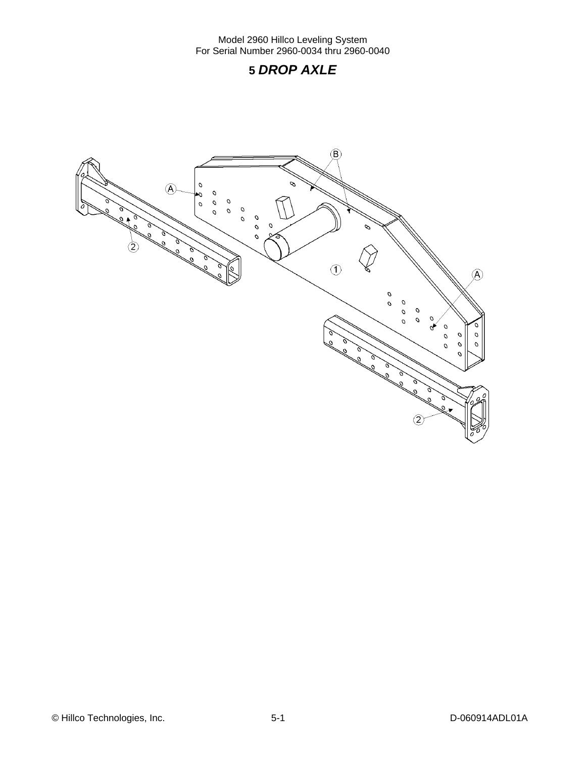# 5 *DROP AXLE*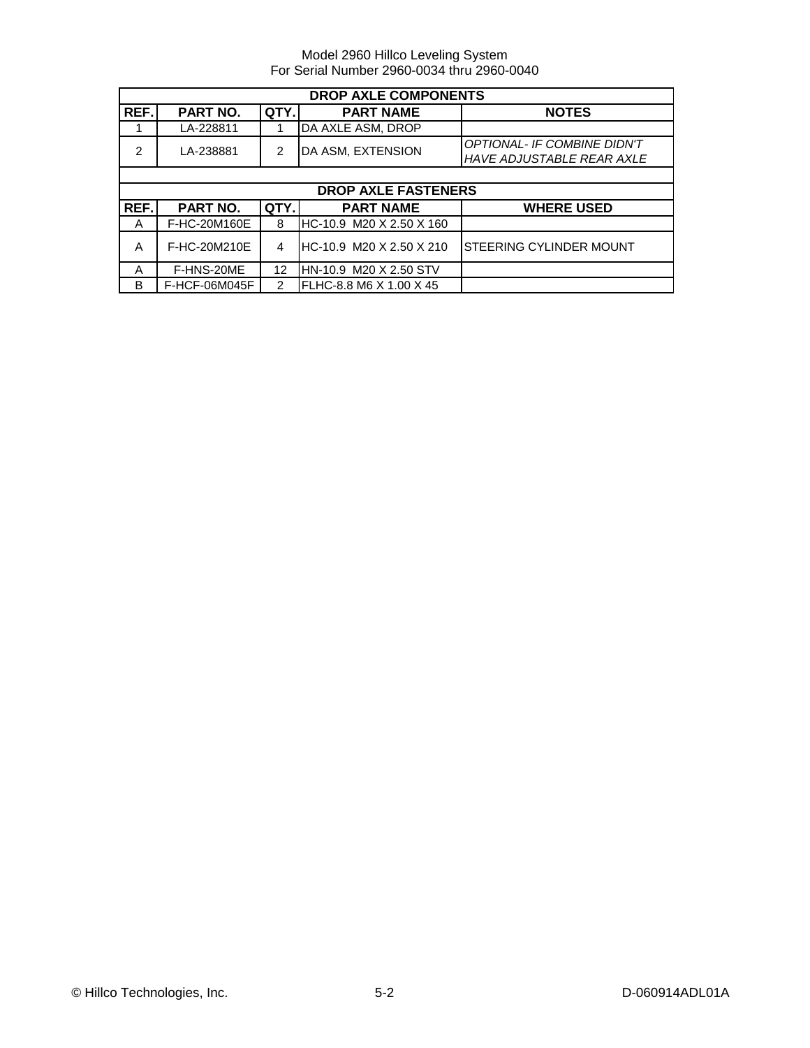Model 2960 Hillco Leveling System
For Serial Number 2960-0034 thru 2960-0040

| DROP AXLE COMPONENTS | | | | |
|---|---|---|---|---|
| **REF.** | **PART NO.** | **QTY.** | **PART NAME** | **NOTES** |
| 1 | LA-228811 | 1 | DA AXLE ASM, DROP | |
| 2 | LA-238881 | 2 | DA ASM, EXTENSION | *OPTIONAL- IF COMBINE DIDN'T HAVE ADJUSTABLE REAR AXLE* |

| DROP AXLE FASTENERS | | | | |
|---|---|---|---|---|
| **REF.** | **PART NO.** | **QTY.** | **PART NAME** | **WHERE USED** |
| A | F-HC-20M160E | 8 | HC-10.9 M20 X 2.50 X 160 | |
| A | F-HC-20M210E | 4 | HC-10.9 M20 X 2.50 X 210 | STEERING CYLINDER MOUNT |
| A | F-HNS-20ME | 12 | HN-10.9 M20 X 2.50 STV | |
| B | F-HCF-06M045F | 2 | FLHC-8.8 M6 X 1.00 X 45 | |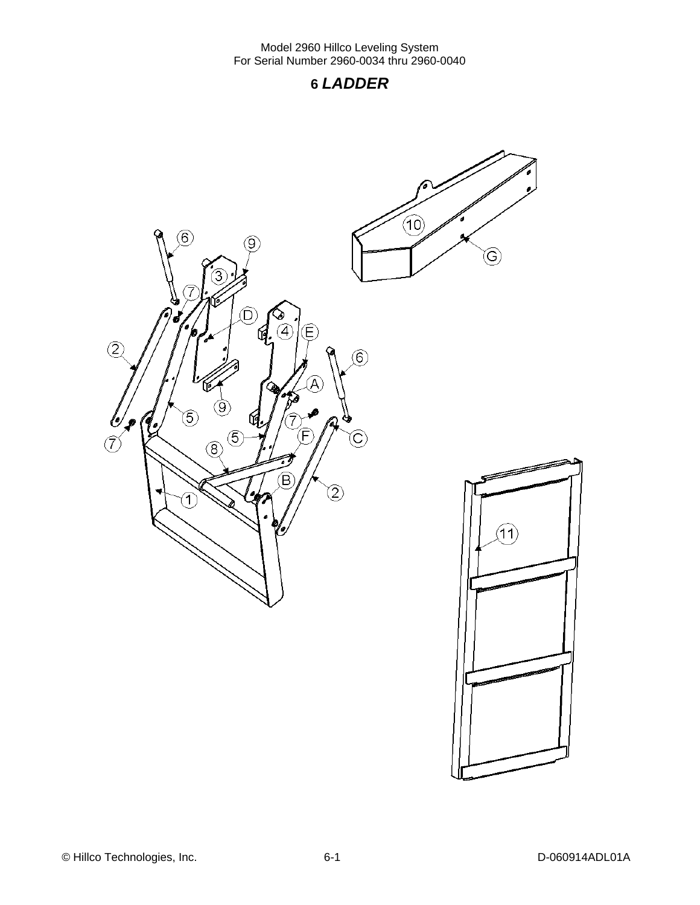# 6 *LADDER*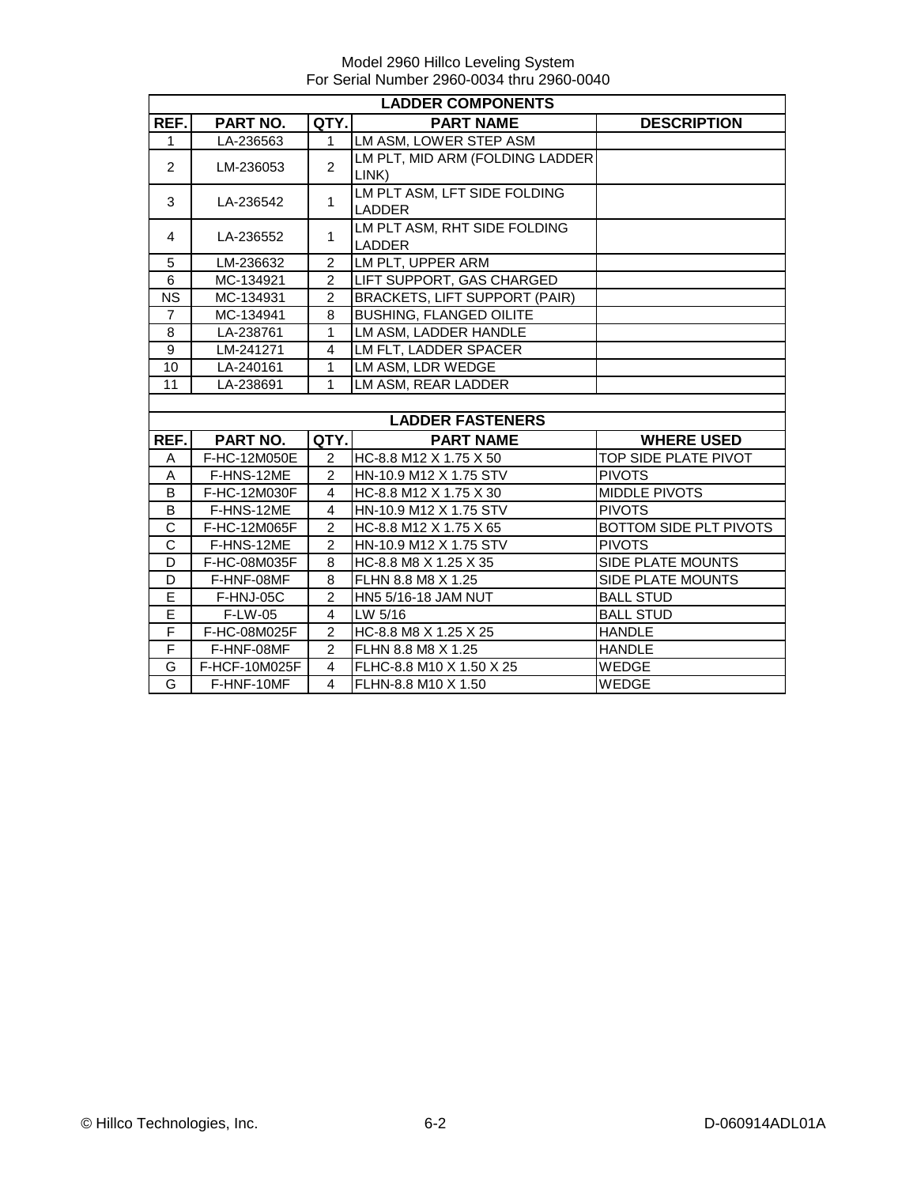Model 2960 Hillco Leveling System
For Serial Number 2960-0034 thru 2960-0040

| LADDER COMPONENTS | | | | |
|---|---|---|---|---|
| **REF.** | **PART NO.** | **QTY.** | **PART NAME** | **DESCRIPTION** |
| 1 | LA-236563 | 1 | LM ASM, LOWER STEP ASM | |
| 2 | LM-236053 | 2 | LM PLT, MID ARM (FOLDING LADDER LINK) | |
| 3 | LA-236542 | 1 | LM PLT ASM, LFT SIDE FOLDING LADDER | |
| 4 | LA-236552 | 1 | LM PLT ASM, RHT SIDE FOLDING LADDER | |
| 5 | LM-236632 | 2 | LM PLT, UPPER ARM | |
| 6 | MC-134921 | 2 | LIFT SUPPORT, GAS CHARGED | |
| NS | MC-134931 | 2 | BRACKETS, LIFT SUPPORT (PAIR) | |
| 7 | MC-134941 | 8 | BUSHING, FLANGED OILITE | |
| 8 | LA-238761 | 1 | LM ASM, LADDER HANDLE | |
| 9 | LM-241271 | 4 | LM FLT, LADDER SPACER | |
| 10 | LA-240161 | 1 | LM ASM, LDR WEDGE | |
| 11 | LA-238691 | 1 | LM ASM, REAR LADDER | |

| LADDER FASTENERS | | | | |
|---|---|---|---|---|
| **REF.** | **PART NO.** | **QTY.** | **PART NAME** | **WHERE USED** |
| A | F-HC-12M050E | 2 | HC-8.8 M12 X 1.75 X 50 | TOP SIDE PLATE PIVOT |
| A | F-HNS-12ME | 2 | HN-10.9 M12 X 1.75 STV | PIVOTS |
| B | F-HC-12M030F | 4 | HC-8.8 M12 X 1.75 X 30 | MIDDLE PIVOTS |
| B | F-HNS-12ME | 4 | HN-10.9 M12 X 1.75 STV | PIVOTS |
| C | F-HC-12M065F | 2 | HC-8.8 M12 X 1.75 X 65 | BOTTOM SIDE PLT PIVOTS |
| C | F-HNS-12ME | 2 | HN-10.9 M12 X 1.75 STV | PIVOTS |
| D | F-HC-08M035F | 8 | HC-8.8 M8 X 1.25 X 35 | SIDE PLATE MOUNTS |
| D | F-HNF-08MF | 8 | FLHN 8.8 M8 X 1.25 | SIDE PLATE MOUNTS |
| E | F-HNJ-05C | 2 | HN5 5/16-18 JAM NUT | BALL STUD |
| E | F-LW-05 | 4 | LW 5/16 | BALL STUD |
| F | F-HC-08M025F | 2 | HC-8.8 M8 X 1.25 X 25 | HANDLE |
| F | F-HNF-08MF | 2 | FLHN 8.8 M8 X 1.25 | HANDLE |
| G | F-HCF-10M025F | 4 | FLHC-8.8 M10 X 1.50 X 25 | WEDGE |
| G | F-HNF-10MF | 4 | FLHN-8.8 M10 X 1.50 | WEDGE |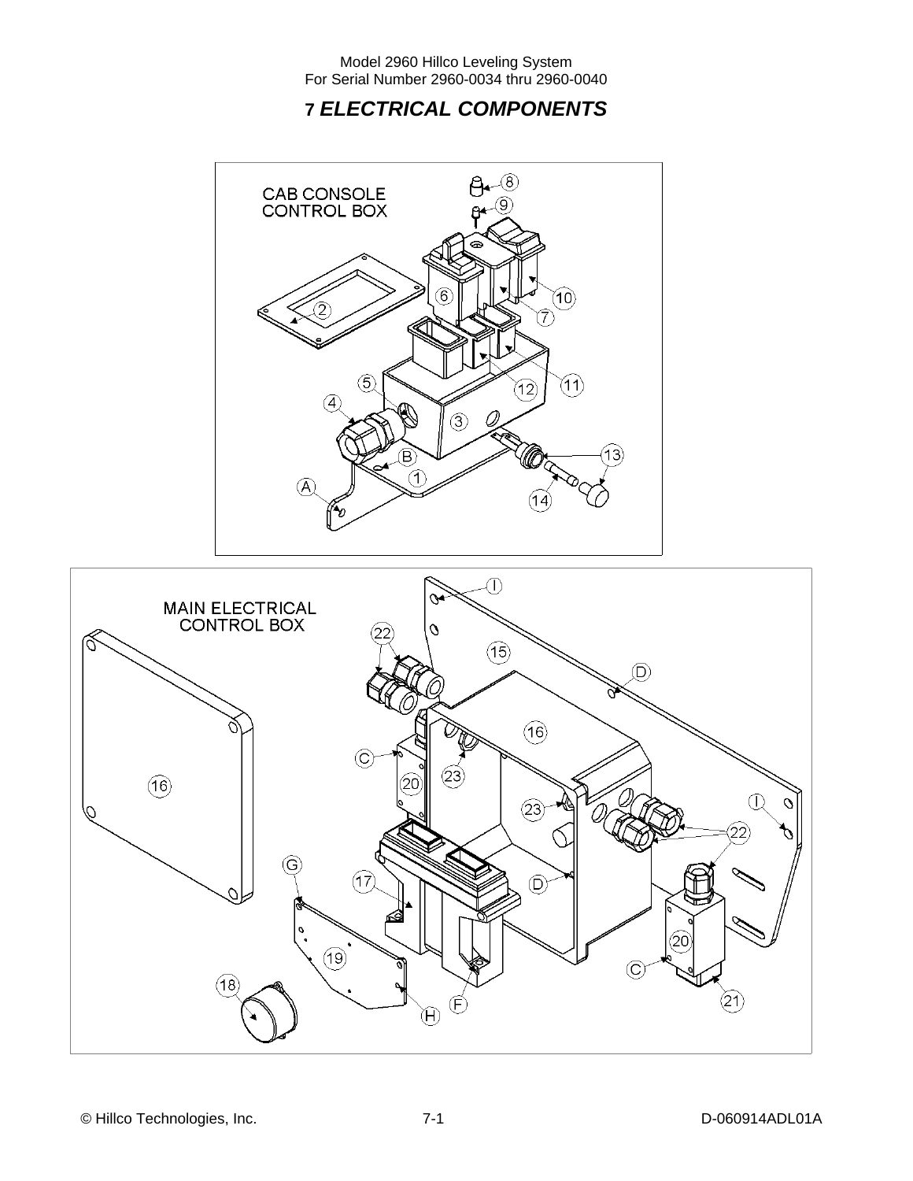# 7 ELECTRICAL COMPONENTS

CAB CONSOLE CONTROL BOX

MAIN ELECTRICAL CONTROL BOX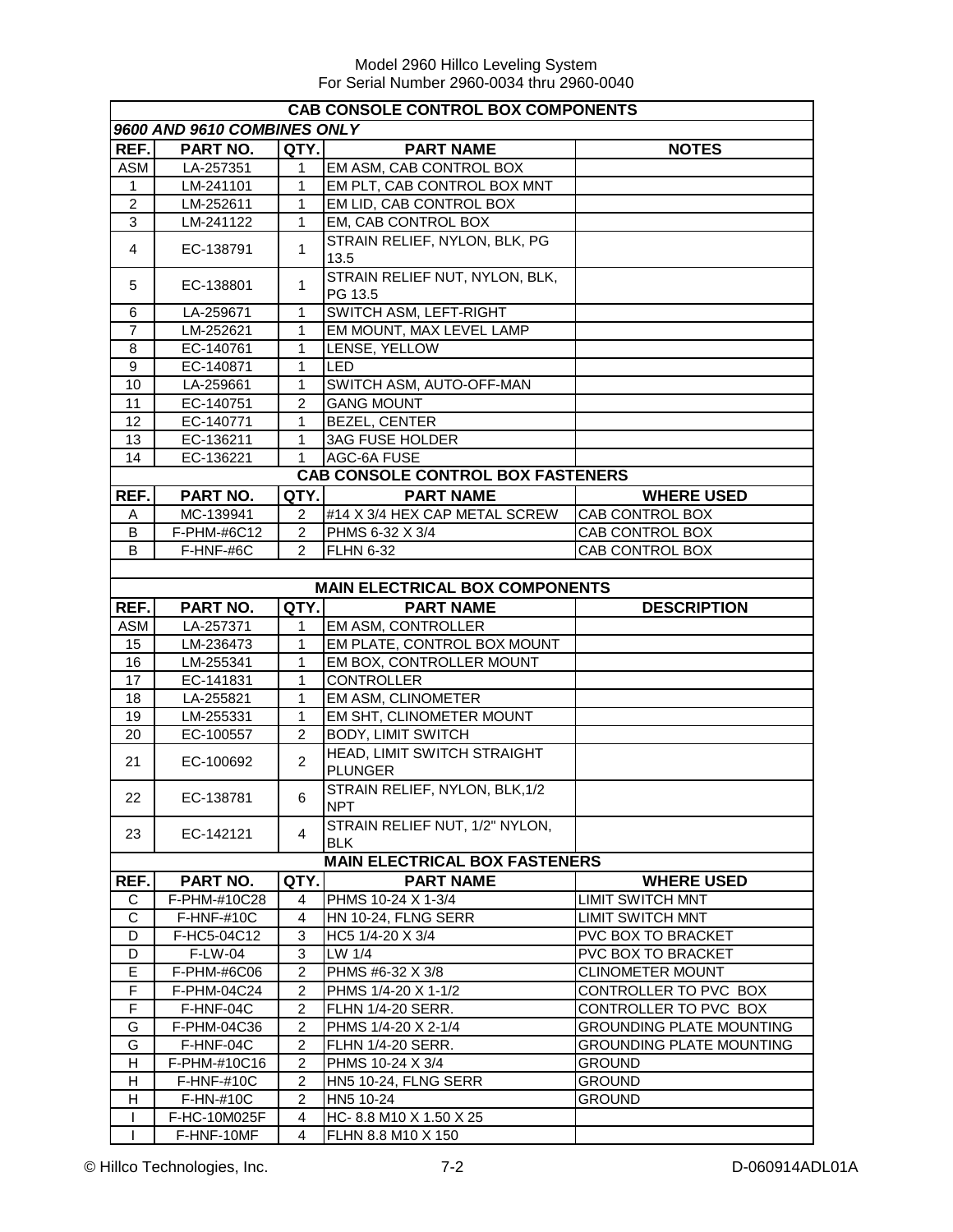Model 2960 Hillco Leveling System
For Serial Number 2960-0034 thru 2960-0040

## CAB CONSOLE CONTROL BOX COMPONENTS

*9600 AND 9610 COMBINES ONLY*

| REF. | PART NO. | QTY. | PART NAME | NOTES |
|---|---|---|---|---|
| ASM | LA-257351 | 1 | EM ASM, CAB CONTROL BOX | |
| 1 | LM-241101 | 1 | EM PLT, CAB CONTROL BOX MNT | |
| 2 | LM-252611 | 1 | EM LID, CAB CONTROL BOX | |
| 3 | LM-241122 | 1 | EM, CAB CONTROL BOX | |
| 4 | EC-138791 | 1 | STRAIN RELIEF, NYLON, BLK, PG 13.5 | |
| 5 | EC-138801 | 1 | STRAIN RELIEF NUT, NYLON, BLK, PG 13.5 | |
| 6 | LA-259671 | 1 | SWITCH ASM, LEFT-RIGHT | |
| 7 | LM-252621 | 1 | EM MOUNT, MAX LEVEL LAMP | |
| 8 | EC-140761 | 1 | LENSE, YELLOW | |
| 9 | EC-140871 | 1 | LED | |
| 10 | LA-259661 | 1 | SWITCH ASM, AUTO-OFF-MAN | |
| 11 | EC-140751 | 2 | GANG MOUNT | |
| 12 | EC-140771 | 1 | BEZEL, CENTER | |
| 13 | EC-136211 | 1 | 3AG FUSE HOLDER | |
| 14 | EC-136221 | 1 | AGC-6A FUSE | |

## CAB CONSOLE CONTROL BOX FASTENERS

| REF. | PART NO. | QTY. | PART NAME | WHERE USED |
|---|---|---|---|---|
| A | MC-139941 | 2 | #14 X 3/4 HEX CAP METAL SCREW | CAB CONTROL BOX |
| B | F-PHM-#6C12 | 2 | PHMS 6-32 X 3/4 | CAB CONTROL BOX |
| B | F-HNF-#6C | 2 | FLHN 6-32 | CAB CONTROL BOX |

## MAIN ELECTRICAL BOX COMPONENTS

| REF. | PART NO. | QTY. | PART NAME | DESCRIPTION |
|---|---|---|---|---|
| ASM | LA-257371 | 1 | EM ASM, CONTROLLER | |
| 15 | LM-236473 | 1 | EM PLATE, CONTROL BOX MOUNT | |
| 16 | LM-255341 | 1 | EM BOX, CONTROLLER MOUNT | |
| 17 | EC-141831 | 1 | CONTROLLER | |
| 18 | LA-255821 | 1 | EM ASM, CLINOMETER | |
| 19 | LM-255331 | 1 | EM SHT, CLINOMETER MOUNT | |
| 20 | EC-100557 | 2 | BODY, LIMIT SWITCH | |
| 21 | EC-100692 | 2 | HEAD, LIMIT SWITCH STRAIGHT PLUNGER | |
| 22 | EC-138781 | 6 | STRAIN RELIEF, NYLON, BLK,1/2 NPT | |
| 23 | EC-142121 | 4 | STRAIN RELIEF NUT, 1/2" NYLON, BLK | |

## MAIN ELECTRICAL BOX FASTENERS

| REF. | PART NO. | QTY. | PART NAME | WHERE USED |
|---|---|---|---|---|
| C | F-PHM-#10C28 | 4 | PHMS 10-24 X 1-3/4 | LIMIT SWITCH MNT |
| C | F-HNF-#10C | 4 | HN 10-24, FLNG SERR | LIMIT SWITCH MNT |
| D | F-HC5-04C12 | 3 | HC5 1/4-20 X 3/4 | PVC BOX TO BRACKET |
| D | F-LW-04 | 3 | LW 1/4 | PVC BOX TO BRACKET |
| E | F-PHM-#6C06 | 2 | PHMS #6-32 X 3/8 | CLINOMETER MOUNT |
| F | F-PHM-04C24 | 2 | PHMS 1/4-20 X 1-1/2 | CONTROLLER TO PVC BOX |
| F | F-HNF-04C | 2 | FLHN 1/4-20 SERR. | CONTROLLER TO PVC BOX |
| G | F-PHM-04C36 | 2 | PHMS 1/4-20 X 2-1/4 | GROUNDING PLATE MOUNTING |
| G | F-HNF-04C | 2 | FLHN 1/4-20 SERR. | GROUNDING PLATE MOUNTING |
| H | F-PHM-#10C16 | 2 | PHMS 10-24 X 3/4 | GROUND |
| H | F-HNF-#10C | 2 | HN5 10-24, FLNG SERR | GROUND |
| H | F-HN-#10C | 2 | HN5 10-24 | GROUND |
| I | F-HC-10M025F | 4 | HC- 8.8 M10 X 1.50 X 25 | |
| I | F-HNF-10MF | 4 | FLHN 8.8 M10 X 150 | |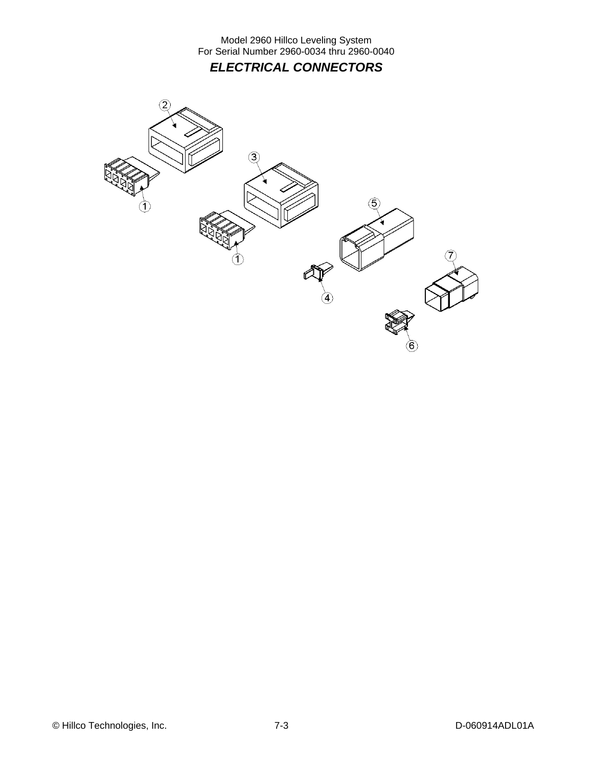## *ELECTRICAL CONNECTORS*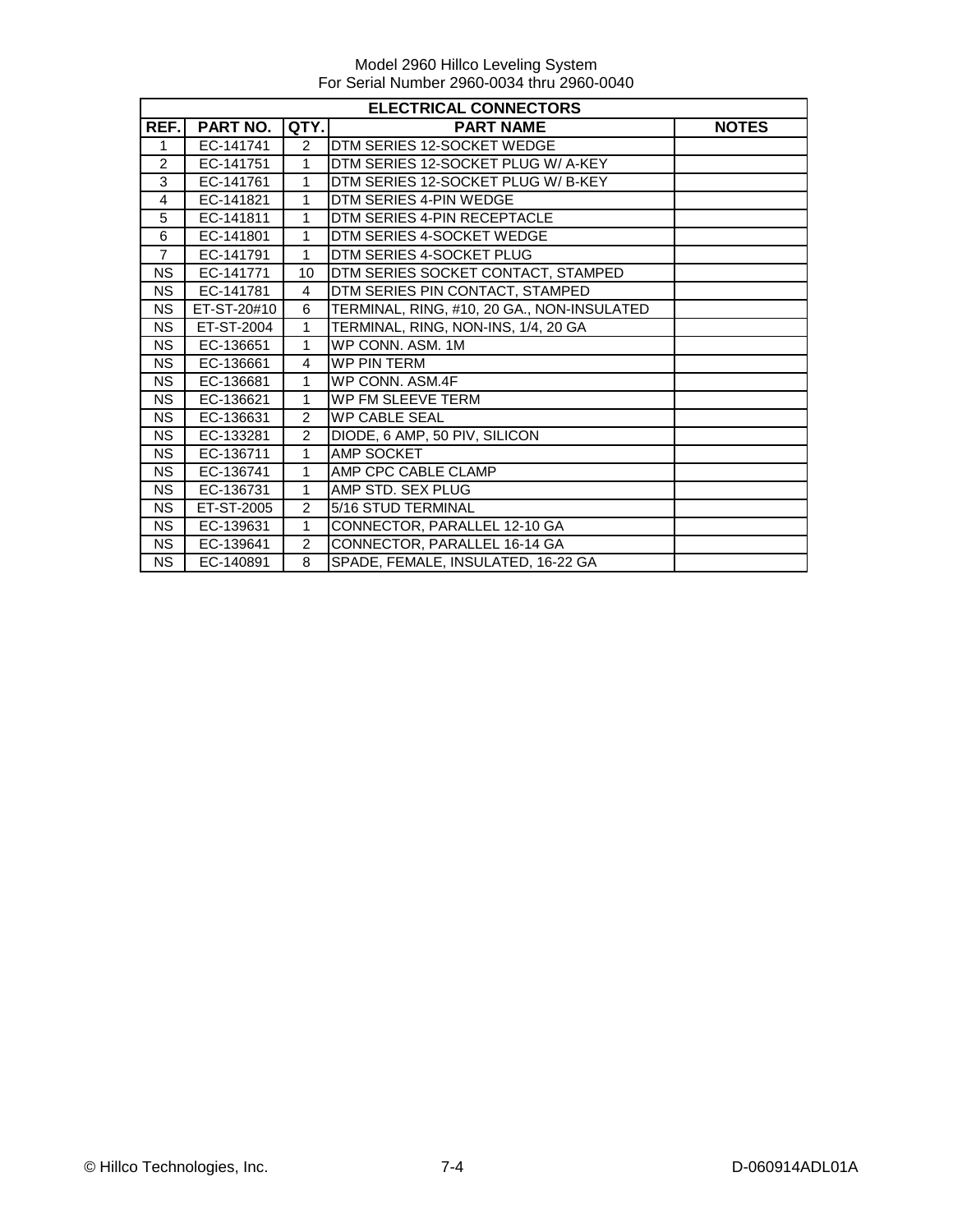Model 2960 Hillco Leveling System
For Serial Number 2960-0034 thru 2960-0040

| ELECTRICAL CONNECTORS | | | | |
|---|---|---|---|---|
| REF. | PART NO. | QTY. | PART NAME | NOTES |
| 1 | EC-141741 | 2 | DTM SERIES 12-SOCKET WEDGE | |
| 2 | EC-141751 | 1 | DTM SERIES 12-SOCKET PLUG W/ A-KEY | |
| 3 | EC-141761 | 1 | DTM SERIES 12-SOCKET PLUG W/ B-KEY | |
| 4 | EC-141821 | 1 | DTM SERIES 4-PIN WEDGE | |
| 5 | EC-141811 | 1 | DTM SERIES 4-PIN RECEPTACLE | |
| 6 | EC-141801 | 1 | DTM SERIES 4-SOCKET WEDGE | |
| 7 | EC-141791 | 1 | DTM SERIES 4-SOCKET PLUG | |
| NS | EC-141771 | 10 | DTM SERIES SOCKET CONTACT, STAMPED | |
| NS | EC-141781 | 4 | DTM SERIES PIN CONTACT, STAMPED | |
| NS | ET-ST-20#10 | 6 | TERMINAL, RING, #10, 20 GA., NON-INSULATED | |
| NS | ET-ST-2004 | 1 | TERMINAL, RING, NON-INS, 1/4, 20 GA | |
| NS | EC-136651 | 1 | WP CONN. ASM. 1M | |
| NS | EC-136661 | 4 | WP PIN TERM | |
| NS | EC-136681 | 1 | WP CONN. ASM.4F | |
| NS | EC-136621 | 1 | WP FM SLEEVE TERM | |
| NS | EC-136631 | 2 | WP CABLE SEAL | |
| NS | EC-133281 | 2 | DIODE, 6 AMP, 50 PIV, SILICON | |
| NS | EC-136711 | 1 | AMP SOCKET | |
| NS | EC-136741 | 1 | AMP CPC CABLE CLAMP | |
| NS | EC-136731 | 1 | AMP STD. SEX PLUG | |
| NS | ET-ST-2005 | 2 | 5/16 STUD TERMINAL | |
| NS | EC-139631 | 1 | CONNECTOR, PARALLEL 12-10 GA | |
| NS | EC-139641 | 2 | CONNECTOR, PARALLEL 16-14 GA | |
| NS | EC-140891 | 8 | SPADE, FEMALE, INSULATED, 16-22 GA | |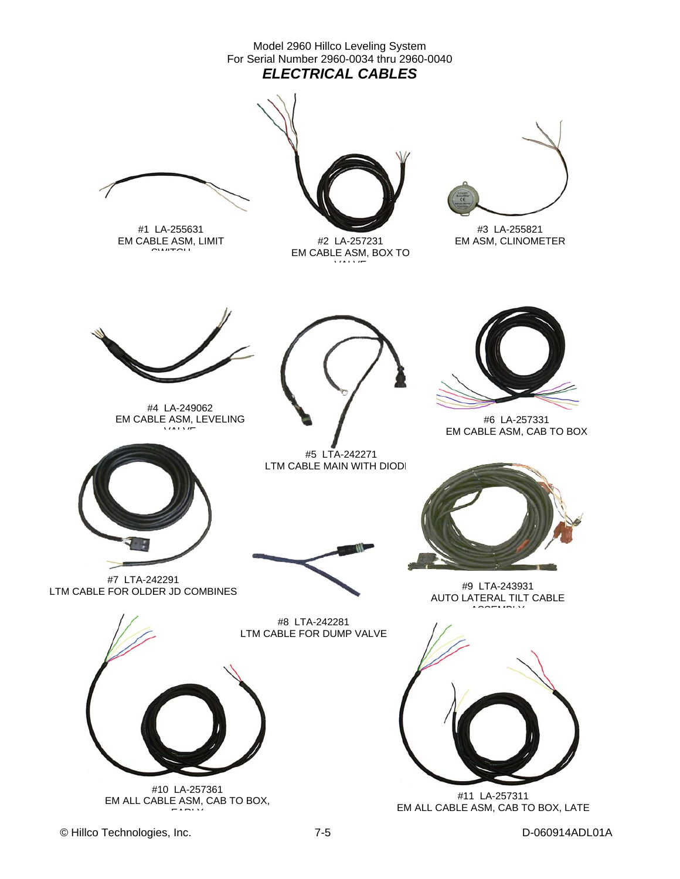Model 2960 Hillco Leveling System
For Serial Number 2960-0034 thru 2960-0040

## *ELECTRICAL CABLES*

#1 LA-255631
EM CABLE ASM, LIMIT SWITCH

#2 LA-257231
EM CABLE ASM, BOX TO VALVE

#3 LA-255821
EM ASM, CLINOMETER

#4 LA-249062
EM CABLE ASM, LEVELING VALVE

#5 LTA-242271
LTM CABLE MAIN WITH DIODE

#6 LA-257331
EM CABLE ASM, CAB TO BOX

#7 LTA-242291
LTM CABLE FOR OLDER JD COMBINES

#8 LTA-242281
LTM CABLE FOR DUMP VALVE

#9 LTA-243931
AUTO LATERAL TILT CABLE ASSEMBLY

#10 LA-257361
EM ALL CABLE ASM, CAB TO BOX, EARLY

#11 LA-257311
EM ALL CABLE ASM, CAB TO BOX, LATE

© Hillco Technologies, Inc. D-060914ADL01A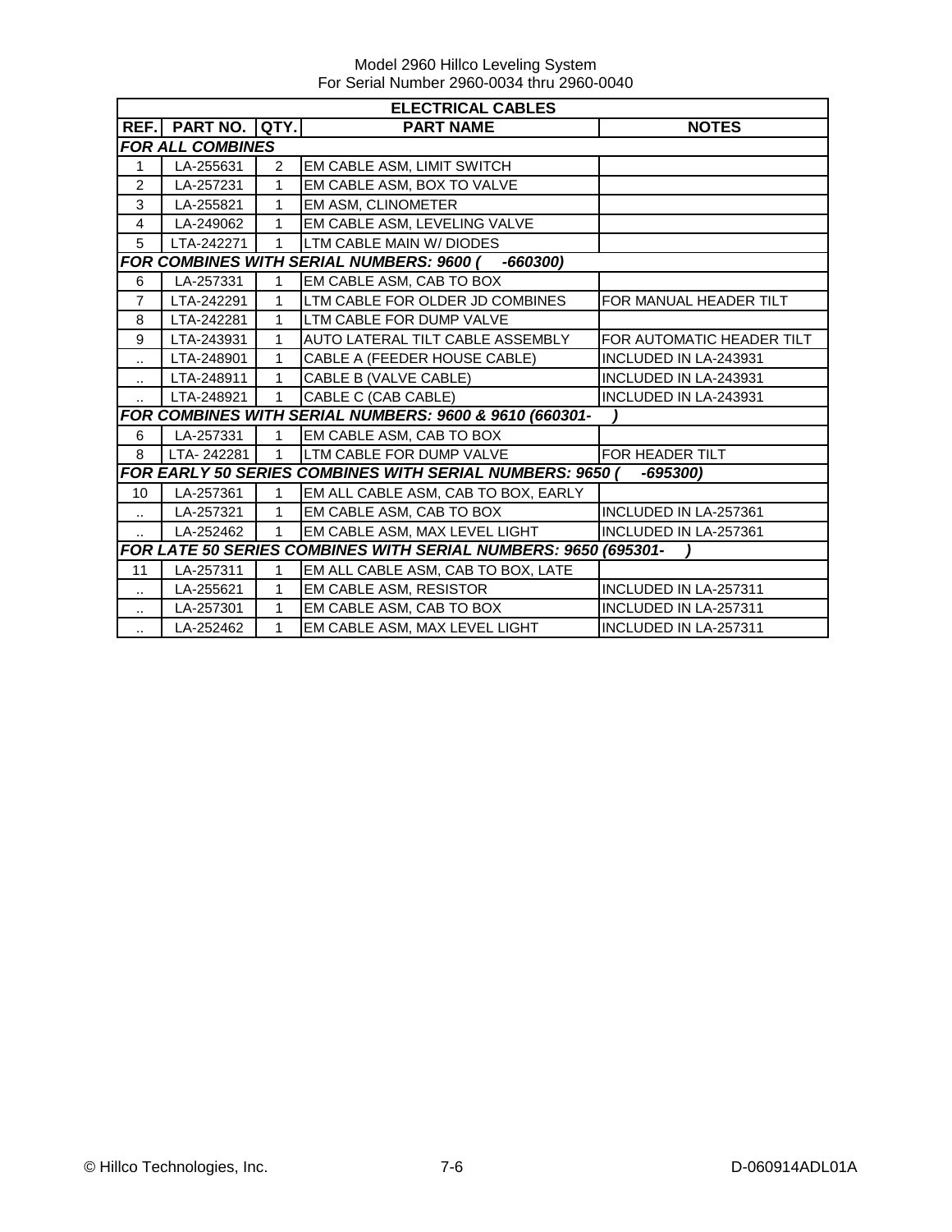Model 2960 Hillco Leveling System
For Serial Number 2960-0034 thru 2960-0040

| ELECTRICAL CABLES | | | | |
|---|---|---|---|---|
| **REF.** | **PART NO.** | **QTY.** | **PART NAME** | **NOTES** |
| ***FOR ALL COMBINES*** | | | | |
| 1 | LA-255631 | 2 | EM CABLE ASM, LIMIT SWITCH | |
| 2 | LA-257231 | 1 | EM CABLE ASM, BOX TO VALVE | |
| 3 | LA-255821 | 1 | EM ASM, CLINOMETER | |
| 4 | LA-249062 | 1 | EM CABLE ASM, LEVELING VALVE | |
| 5 | LTA-242271 | 1 | LTM CABLE MAIN W/ DIODES | |
| ***FOR COMBINES WITH SERIAL NUMBERS: 9600 ( -660300)*** | | | | |
| 6 | LA-257331 | 1 | EM CABLE ASM, CAB TO BOX | |
| 7 | LTA-242291 | 1 | LTM CABLE FOR OLDER JD COMBINES | FOR MANUAL HEADER TILT |
| 8 | LTA-242281 | 1 | LTM CABLE FOR DUMP VALVE | |
| 9 | LTA-243931 | 1 | AUTO LATERAL TILT CABLE ASSEMBLY | FOR AUTOMATIC HEADER TILT |
| .. | LTA-248901 | 1 | CABLE A (FEEDER HOUSE CABLE) | INCLUDED IN LA-243931 |
| .. | LTA-248911 | 1 | CABLE B (VALVE CABLE) | INCLUDED IN LA-243931 |
| .. | LTA-248921 | 1 | CABLE C (CAB CABLE) | INCLUDED IN LA-243931 |
| ***FOR COMBINES WITH SERIAL NUMBERS: 9600 & 9610 (660301- )*** | | | | |
| 6 | LA-257331 | 1 | EM CABLE ASM, CAB TO BOX | |
| 8 | LTA- 242281 | 1 | LTM CABLE FOR DUMP VALVE | FOR HEADER TILT |
| ***FOR EARLY 50 SERIES COMBINES WITH SERIAL NUMBERS: 9650 ( -695300)*** | | | | |
| 10 | LA-257361 | 1 | EM ALL CABLE ASM, CAB TO BOX, EARLY | |
| .. | LA-257321 | 1 | EM CABLE ASM, CAB TO BOX | INCLUDED IN LA-257361 |
| .. | LA-252462 | 1 | EM CABLE ASM, MAX LEVEL LIGHT | INCLUDED IN LA-257361 |
| ***FOR LATE 50 SERIES COMBINES WITH SERIAL NUMBERS: 9650 (695301- )*** | | | | |
| 11 | LA-257311 | 1 | EM ALL CABLE ASM, CAB TO BOX, LATE | |
| .. | LA-255621 | 1 | EM CABLE ASM, RESISTOR | INCLUDED IN LA-257311 |
| .. | LA-257301 | 1 | EM CABLE ASM, CAB TO BOX | INCLUDED IN LA-257311 |
| .. | LA-252462 | 1 | EM CABLE ASM, MAX LEVEL LIGHT | INCLUDED IN LA-257311 |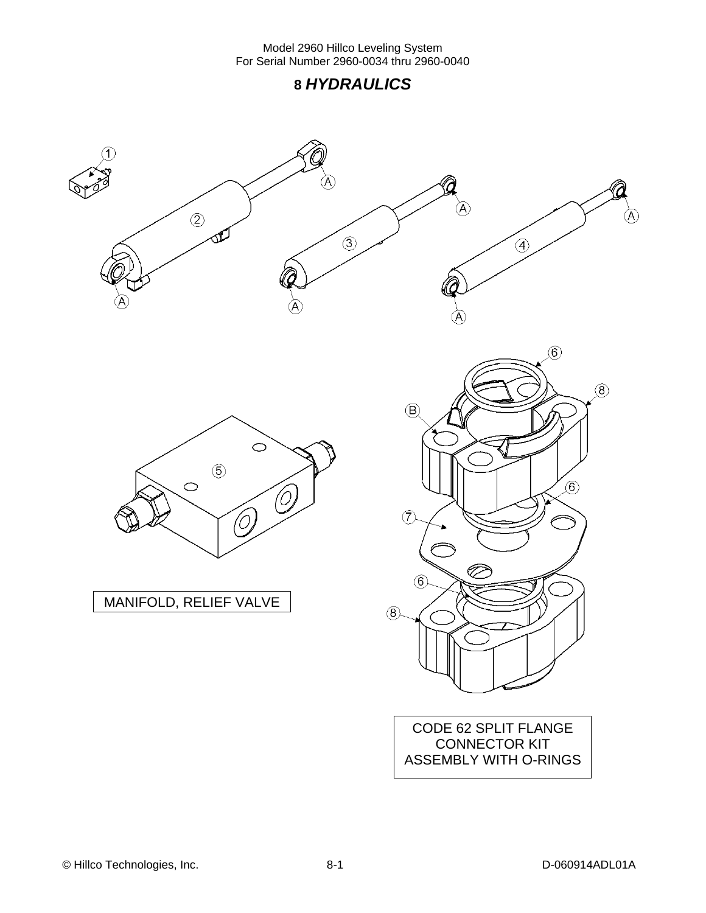# 8 *HYDRAULICS*

MANIFOLD, RELIEF VALVE

CODE 62 SPLIT FLANGE CONNECTOR KIT ASSEMBLY WITH O-RINGS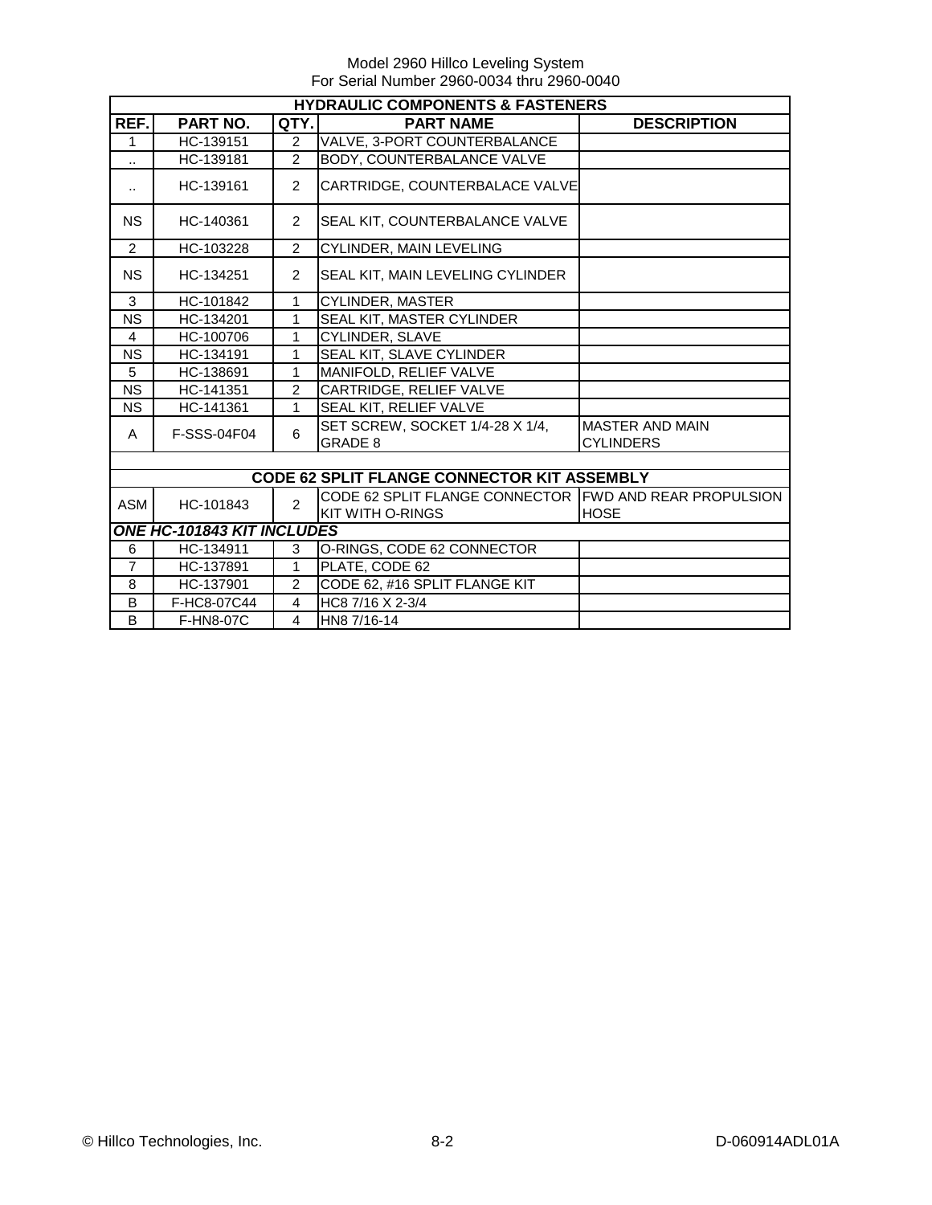Model 2960 Hillco Leveling System
For Serial Number 2960-0034 thru 2960-0040

| HYDRAULIC COMPONENTS & FASTENERS | | | | |
|---|---|---|---|---|
| **REF.** | **PART NO.** | **QTY.** | **PART NAME** | **DESCRIPTION** |
| 1 | HC-139151 | 2 | VALVE, 3-PORT COUNTERBALANCE | |
| .. | HC-139181 | 2 | BODY, COUNTERBALANCE VALVE | |
| .. | HC-139161 | 2 | CARTRIDGE, COUNTERBALACE VALVE | |
| NS | HC-140361 | 2 | SEAL KIT, COUNTERBALANCE VALVE | |
| 2 | HC-103228 | 2 | CYLINDER, MAIN LEVELING | |
| NS | HC-134251 | 2 | SEAL KIT, MAIN LEVELING CYLINDER | |
| 3 | HC-101842 | 1 | CYLINDER, MASTER | |
| NS | HC-134201 | 1 | SEAL KIT, MASTER CYLINDER | |
| 4 | HC-100706 | 1 | CYLINDER, SLAVE | |
| NS | HC-134191 | 1 | SEAL KIT, SLAVE CYLINDER | |
| 5 | HC-138691 | 1 | MANIFOLD, RELIEF VALVE | |
| NS | HC-141351 | 2 | CARTRIDGE, RELIEF VALVE | |
| NS | HC-141361 | 1 | SEAL KIT, RELIEF VALVE | |
| A | F-SSS-04F04 | 6 | SET SCREW, SOCKET 1/4-28 X 1/4, GRADE 8 | MASTER AND MAIN CYLINDERS |
| | | | | |
| **CODE 62 SPLIT FLANGE CONNECTOR KIT ASSEMBLY** | | | | |
| ASM | HC-101843 | 2 | CODE 62 SPLIT FLANGE CONNECTOR KIT WITH O-RINGS | FWD AND REAR PROPULSION HOSE |
| ***ONE HC-101843 KIT INCLUDES*** | | | | |
| 6 | HC-134911 | 3 | O-RINGS, CODE 62 CONNECTOR | |
| 7 | HC-137891 | 1 | PLATE, CODE 62 | |
| 8 | HC-137901 | 2 | CODE 62, #16 SPLIT FLANGE KIT | |
| B | F-HC8-07C44 | 4 | HC8 7/16 X 2-3/4 | |
| B | F-HN8-07C | 4 | HN8 7/16-14 | |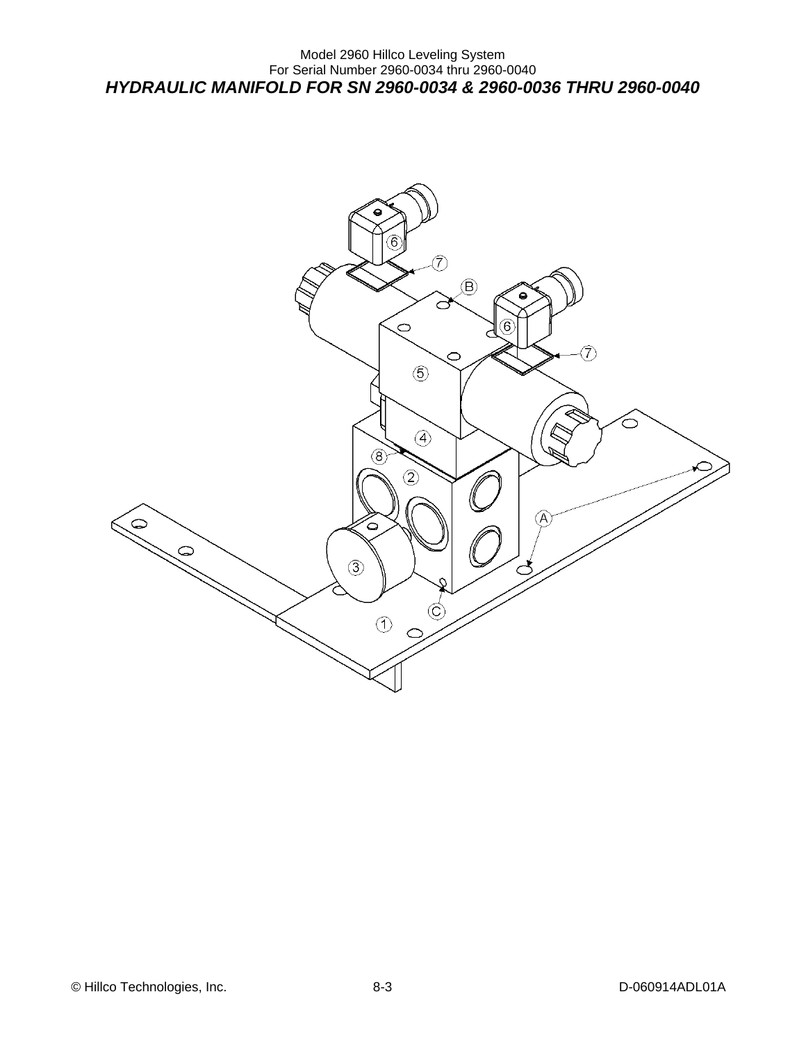# HYDRAULIC MANIFOLD FOR SN 2960-0034 & 2960-0036 THRU 2960-0040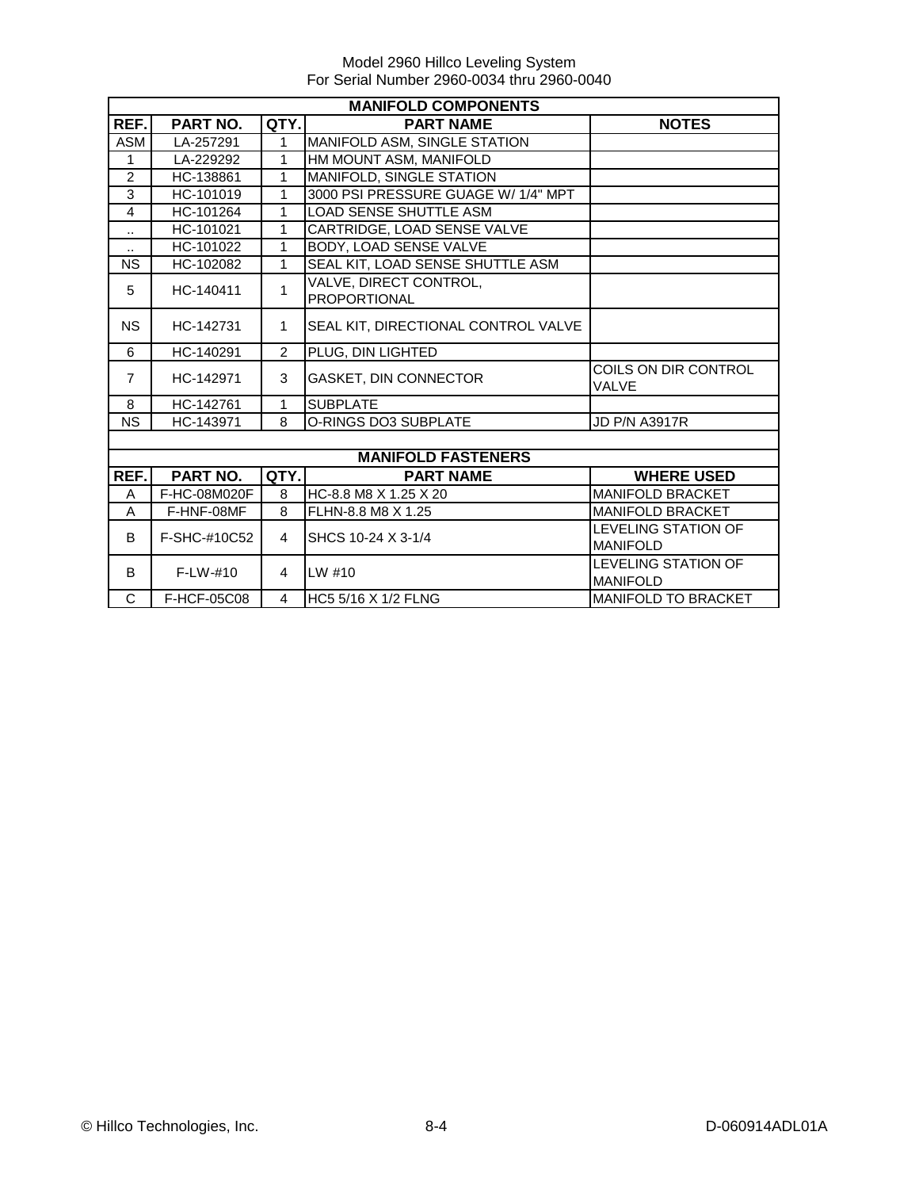Model 2960 Hillco Leveling System
For Serial Number 2960-0034 thru 2960-0040

| MANIFOLD COMPONENTS | | | | |
|---|---|---|---|---|
| **REF.** | **PART NO.** | **QTY.** | **PART NAME** | **NOTES** |
| ASM | LA-257291 | 1 | MANIFOLD ASM, SINGLE STATION | |
| 1 | LA-229292 | 1 | HM MOUNT ASM, MANIFOLD | |
| 2 | HC-138861 | 1 | MANIFOLD, SINGLE STATION | |
| 3 | HC-101019 | 1 | 3000 PSI PRESSURE GUAGE W/ 1/4" MPT | |
| 4 | HC-101264 | 1 | LOAD SENSE SHUTTLE ASM | |
| .. | HC-101021 | 1 | CARTRIDGE, LOAD SENSE VALVE | |
| .. | HC-101022 | 1 | BODY, LOAD SENSE VALVE | |
| NS | HC-102082 | 1 | SEAL KIT, LOAD SENSE SHUTTLE ASM | |
| 5 | HC-140411 | 1 | VALVE, DIRECT CONTROL, PROPORTIONAL | |
| NS | HC-142731 | 1 | SEAL KIT, DIRECTIONAL CONTROL VALVE | |
| 6 | HC-140291 | 2 | PLUG, DIN LIGHTED | |
| 7 | HC-142971 | 3 | GASKET, DIN CONNECTOR | COILS ON DIR CONTROL VALVE |
| 8 | HC-142761 | 1 | SUBPLATE | |
| NS | HC-143971 | 8 | O-RINGS DO3 SUBPLATE | JD P/N A3917R |

| MANIFOLD FASTENERS | | | | |
|---|---|---|---|---|
| **REF.** | **PART NO.** | **QTY.** | **PART NAME** | **WHERE USED** |
| A | F-HC-08M020F | 8 | HC-8.8 M8 X 1.25 X 20 | MANIFOLD BRACKET |
| A | F-HNF-08MF | 8 | FLHN-8.8 M8 X 1.25 | MANIFOLD BRACKET |
| B | F-SHC-#10C52 | 4 | SHCS 10-24 X 3-1/4 | LEVELING STATION OF MANIFOLD |
| B | F-LW-#10 | 4 | LW #10 | LEVELING STATION OF MANIFOLD |
| C | F-HCF-05C08 | 4 | HC5 5/16 X 1/2 FLNG | MANIFOLD TO BRACKET |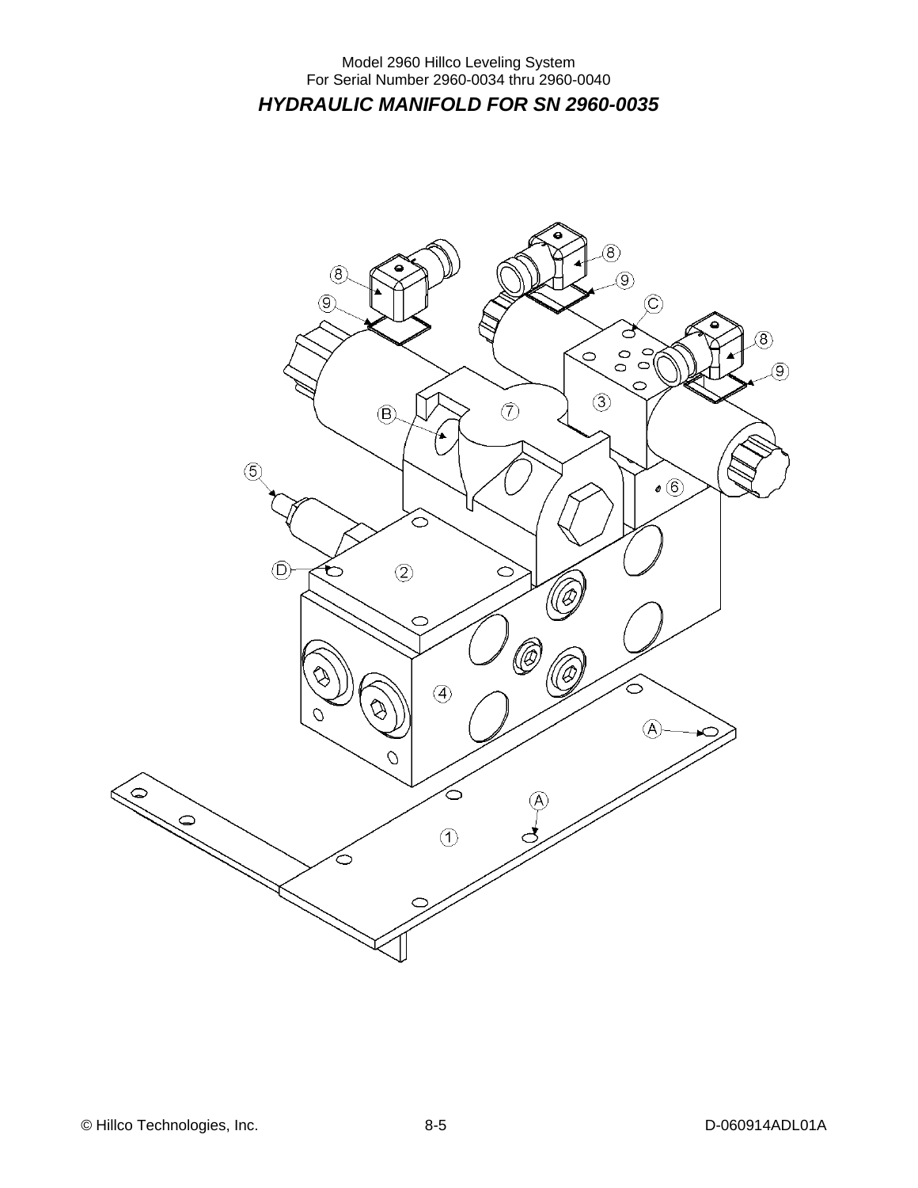## *HYDRAULIC MANIFOLD FOR SN 2960-0035*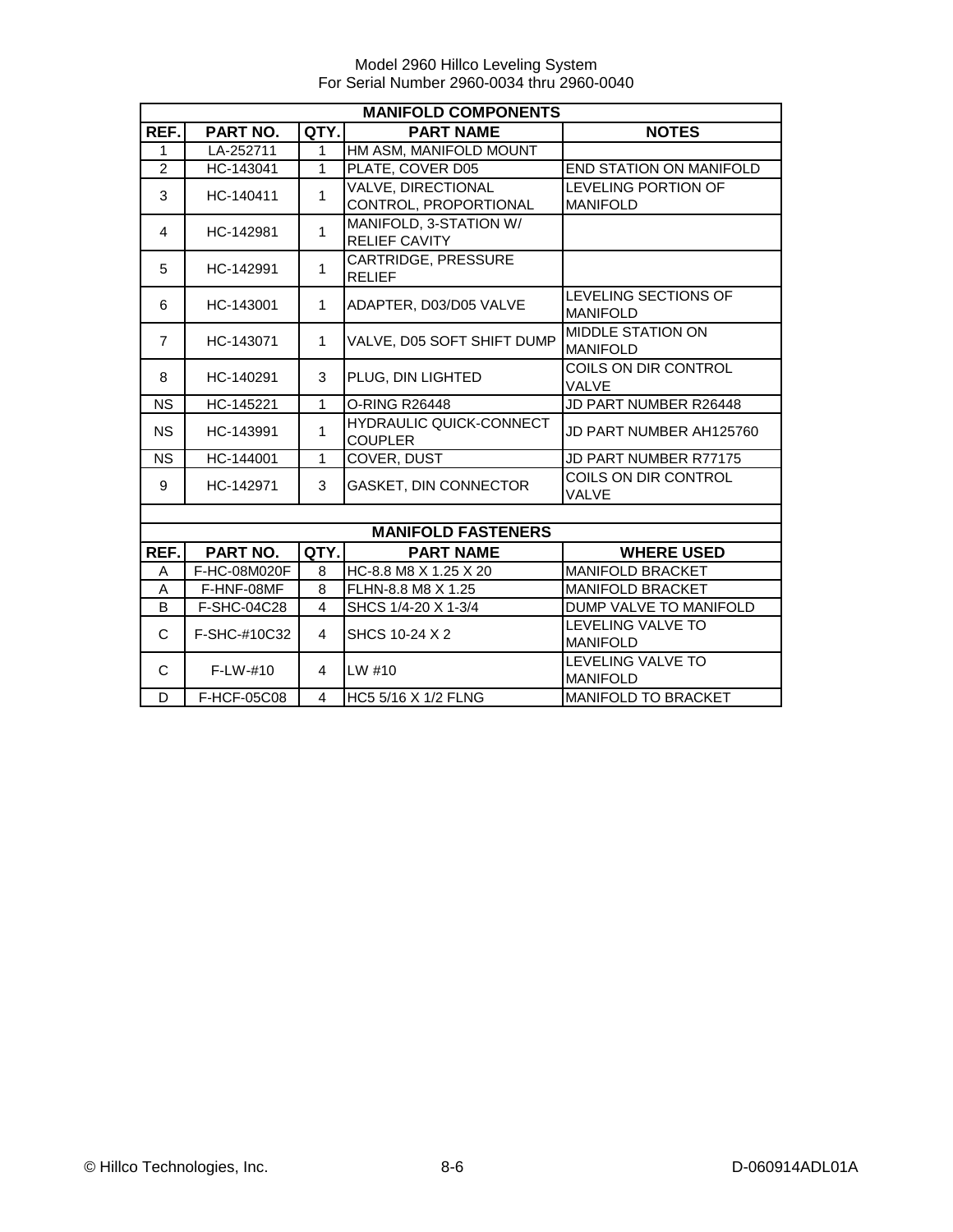Model 2960 Hillco Leveling System
For Serial Number 2960-0034 thru 2960-0040

| MANIFOLD COMPONENTS | | | | |
|---|---|---|---|---|
| REF. | PART NO. | QTY. | PART NAME | NOTES |
| 1 | LA-252711 | 1 | HM ASM, MANIFOLD MOUNT | |
| 2 | HC-143041 | 1 | PLATE, COVER D05 | END STATION ON MANIFOLD |
| 3 | HC-140411 | 1 | VALVE, DIRECTIONAL CONTROL, PROPORTIONAL | LEVELING PORTION OF MANIFOLD |
| 4 | HC-142981 | 1 | MANIFOLD, 3-STATION W/ RELIEF CAVITY | |
| 5 | HC-142991 | 1 | CARTRIDGE, PRESSURE RELIEF | |
| 6 | HC-143001 | 1 | ADAPTER, D03/D05 VALVE | LEVELING SECTIONS OF MANIFOLD |
| 7 | HC-143071 | 1 | VALVE, D05 SOFT SHIFT DUMP | MIDDLE STATION ON MANIFOLD |
| 8 | HC-140291 | 3 | PLUG, DIN LIGHTED | COILS ON DIR CONTROL VALVE |
| NS | HC-145221 | 1 | O-RING R26448 | JD PART NUMBER R26448 |
| NS | HC-143991 | 1 | HYDRAULIC QUICK-CONNECT COUPLER | JD PART NUMBER AH125760 |
| NS | HC-144001 | 1 | COVER, DUST | JD PART NUMBER R77175 |
| 9 | HC-142971 | 3 | GASKET, DIN CONNECTOR | COILS ON DIR CONTROL VALVE |

| MANIFOLD FASTENERS | | | | |
|---|---|---|---|---|
| REF. | PART NO. | QTY. | PART NAME | WHERE USED |
| A | F-HC-08M020F | 8 | HC-8.8 M8 X 1.25 X 20 | MANIFOLD BRACKET |
| A | F-HNF-08MF | 8 | FLHN-8.8 M8 X 1.25 | MANIFOLD BRACKET |
| B | F-SHC-04C28 | 4 | SHCS 1/4-20 X 1-3/4 | DUMP VALVE TO MANIFOLD |
| C | F-SHC-#10C32 | 4 | SHCS 10-24 X 2 | LEVELING VALVE TO MANIFOLD |
| C | F-LW-#10 | 4 | LW #10 | LEVELING VALVE TO MANIFOLD |
| D | F-HCF-05C08 | 4 | HC5 5/16 X 1/2 FLNG | MANIFOLD TO BRACKET |

© Hillco Technologies, Inc. D-060914ADL01A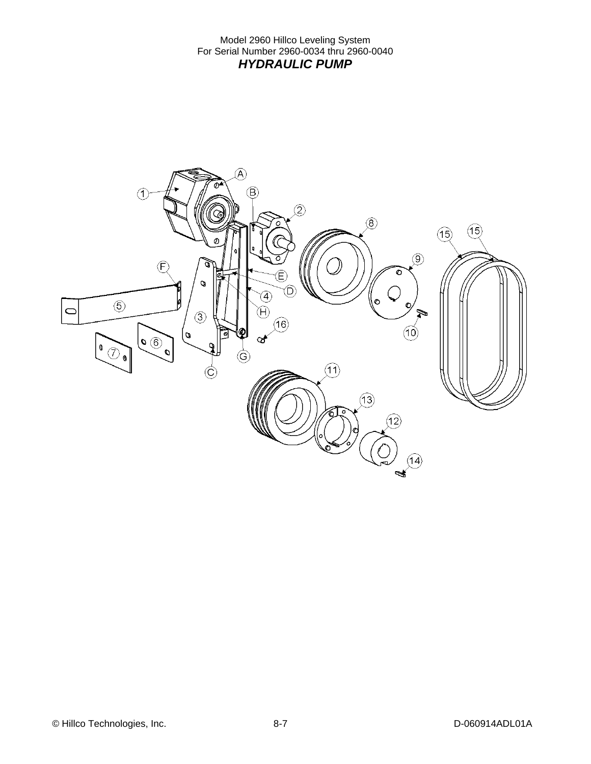Model 2960 Hillco Leveling System
For Serial Number 2960-0034 thru 2960-0040

## *HYDRAULIC PUMP*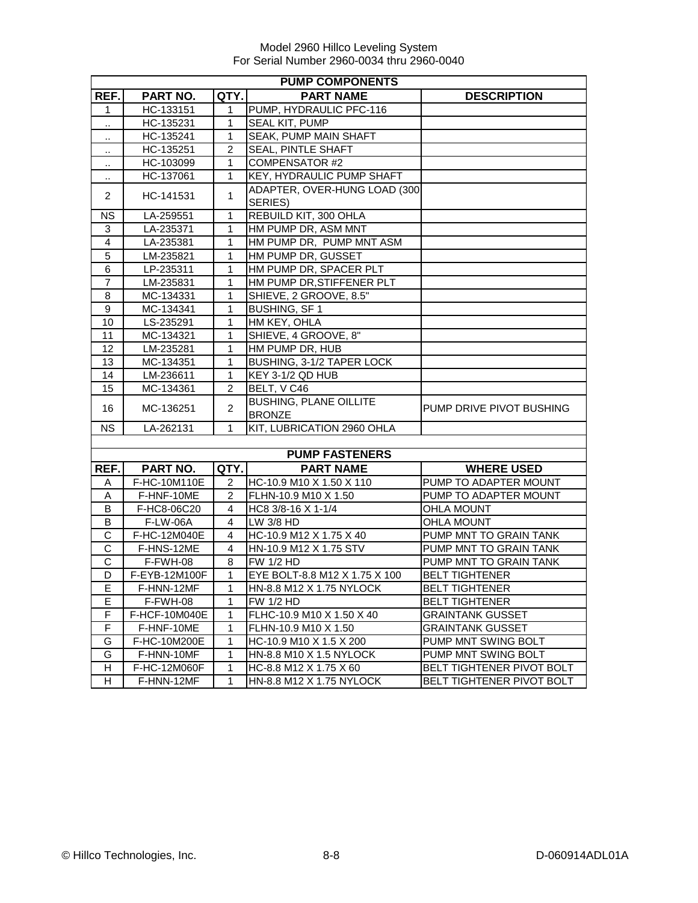Model 2960 Hillco Leveling System
For Serial Number 2960-0034 thru 2960-0040

## PUMP COMPONENTS

| REF. | PART NO. | QTY. | PART NAME | DESCRIPTION |
|---|---|---|---|---|
| 1 | HC-133151 | 1 | PUMP, HYDRAULIC PFC-116 | |
| .. | HC-135231 | 1 | SEAL KIT, PUMP | |
| .. | HC-135241 | 1 | SEAK, PUMP MAIN SHAFT | |
| .. | HC-135251 | 2 | SEAL, PINTLE SHAFT | |
| .. | HC-103099 | 1 | COMPENSATOR #2 | |
| .. | HC-137061 | 1 | KEY, HYDRAULIC PUMP SHAFT | |
| 2 | HC-141531 | 1 | ADAPTER, OVER-HUNG LOAD (300 SERIES) | |
| NS | LA-259551 | 1 | REBUILD KIT, 300 OHLA | |
| 3 | LA-235371 | 1 | HM PUMP DR, ASM MNT | |
| 4 | LA-235381 | 1 | HM PUMP DR, PUMP MNT ASM | |
| 5 | LM-235821 | 1 | HM PUMP DR, GUSSET | |
| 6 | LP-235311 | 1 | HM PUMP DR, SPACER PLT | |
| 7 | LM-235831 | 1 | HM PUMP DR,STIFFENER PLT | |
| 8 | MC-134331 | 1 | SHIEVE, 2 GROOVE, 8.5" | |
| 9 | MC-134341 | 1 | BUSHING, SF 1 | |
| 10 | LS-235291 | 1 | HM KEY, OHLA | |
| 11 | MC-134321 | 1 | SHIEVE, 4 GROOVE, 8" | |
| 12 | LM-235281 | 1 | HM PUMP DR, HUB | |
| 13 | MC-134351 | 1 | BUSHING, 3-1/2 TAPER LOCK | |
| 14 | LM-236611 | 1 | KEY 3-1/2 QD HUB | |
| 15 | MC-134361 | 2 | BELT, V C46 | |
| 16 | MC-136251 | 2 | BUSHING, PLANE OILLITE BRONZE | PUMP DRIVE PIVOT BUSHING |
| NS | LA-262131 | 1 | KIT, LUBRICATION 2960 OHLA | |

## PUMP FASTENERS

| REF. | PART NO. | QTY. | PART NAME | WHERE USED |
|---|---|---|---|---|
| A | F-HC-10M110E | 2 | HC-10.9 M10 X 1.50 X 110 | PUMP TO ADAPTER MOUNT |
| A | F-HNF-10ME | 2 | FLHN-10.9 M10 X 1.50 | PUMP TO ADAPTER MOUNT |
| B | F-HC8-06C20 | 4 | HC8 3/8-16 X 1-1/4 | OHLA MOUNT |
| B | F-LW-06A | 4 | LW 3/8 HD | OHLA MOUNT |
| C | F-HC-12M040E | 4 | HC-10.9 M12 X 1.75 X 40 | PUMP MNT TO GRAIN TANK |
| C | F-HNS-12ME | 4 | HN-10.9 M12 X 1.75 STV | PUMP MNT TO GRAIN TANK |
| C | F-FWH-08 | 8 | FW 1/2 HD | PUMP MNT TO GRAIN TANK |
| D | F-EYB-12M100F | 1 | EYE BOLT-8.8 M12 X 1.75 X 100 | BELT TIGHTENER |
| E | F-HNN-12MF | 1 | HN-8.8 M12 X 1.75 NYLOCK | BELT TIGHTENER |
| E | F-FWH-08 | 1 | FW 1/2 HD | BELT TIGHTENER |
| F | F-HCF-10M040E | 1 | FLHC-10.9 M10 X 1.50 X 40 | GRAINTANK GUSSET |
| F | F-HNF-10ME | 1 | FLHN-10.9 M10 X 1.50 | GRAINTANK GUSSET |
| G | F-HC-10M200E | 1 | HC-10.9 M10 X 1.5 X 200 | PUMP MNT SWING BOLT |
| G | F-HNN-10MF | 1 | HN-8.8 M10 X 1.5 NYLOCK | PUMP MNT SWING BOLT |
| H | F-HC-12M060F | 1 | HC-8.8 M12 X 1.75 X 60 | BELT TIGHTENER PIVOT BOLT |
| H | F-HNN-12MF | 1 | HN-8.8 M12 X 1.75 NYLOCK | BELT TIGHTENER PIVOT BOLT |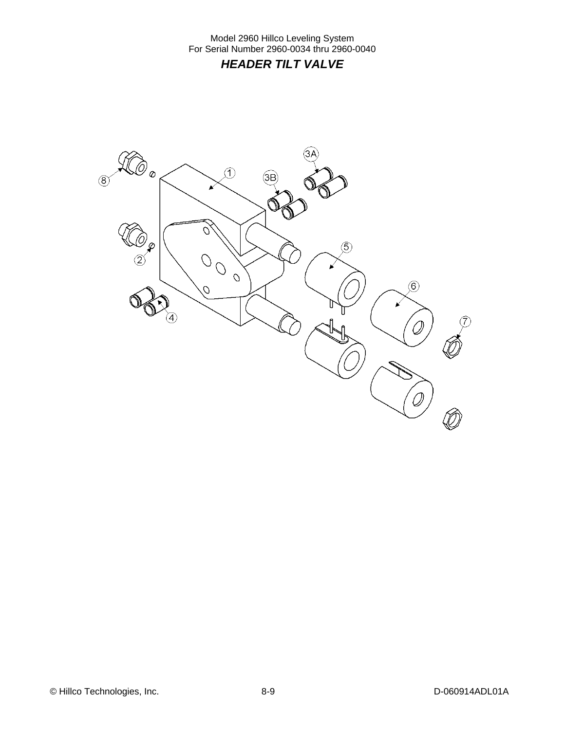Model 2960 Hillco Leveling System
For Serial Number 2960-0034 thru 2960-0040

## *HEADER TILT VALVE*

8
1
3B
3A
2
5
6
4
7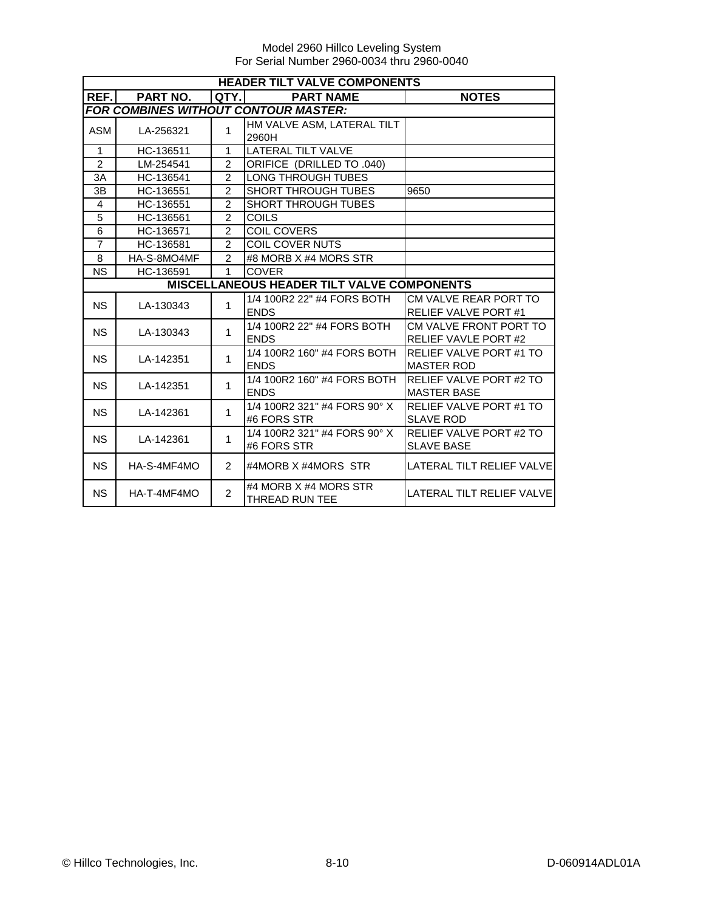Model 2960 Hillco Leveling System
For Serial Number 2960-0034 thru 2960-0040

| HEADER TILT VALVE COMPONENTS | | | | |
|---|---|---|---|---|
| **REF.** | **PART NO.** | **QTY.** | **PART NAME** | **NOTES** |
| ***FOR COMBINES WITHOUT CONTOUR MASTER:*** | | | | |
| ASM | LA-256321 | 1 | HM VALVE ASM, LATERAL TILT 2960H | |
| 1 | HC-136511 | 1 | LATERAL TILT VALVE | |
| 2 | LM-254541 | 2 | ORIFICE (DRILLED TO .040) | |
| 3A | HC-136541 | 2 | LONG THROUGH TUBES | |
| 3B | HC-136551 | 2 | SHORT THROUGH TUBES | 9650 |
| 4 | HC-136551 | 2 | SHORT THROUGH TUBES | |
| 5 | HC-136561 | 2 | COILS | |
| 6 | HC-136571 | 2 | COIL COVERS | |
| 7 | HC-136581 | 2 | COIL COVER NUTS | |
| 8 | HA-S-8MO4MF | 2 | #8 MORB X #4 MORS STR | |
| NS | HC-136591 | 1 | COVER | |
| **MISCELLANEOUS HEADER TILT VALVE COMPONENTS** | | | | |
| NS | LA-130343 | 1 | 1/4 100R2 22" #4 FORS BOTH ENDS | CM VALVE REAR PORT TO RELIEF VALVE PORT #1 |
| NS | LA-130343 | 1 | 1/4 100R2 22" #4 FORS BOTH ENDS | CM VALVE FRONT PORT TO RELIEF VAVLE PORT #2 |
| NS | LA-142351 | 1 | 1/4 100R2 160" #4 FORS BOTH ENDS | RELIEF VALVE PORT #1 TO MASTER ROD |
| NS | LA-142351 | 1 | 1/4 100R2 160" #4 FORS BOTH ENDS | RELIEF VALVE PORT #2 TO MASTER BASE |
| NS | LA-142361 | 1 | 1/4 100R2 321" #4 FORS 90° X #6 FORS STR | RELIEF VALVE PORT #1 TO SLAVE ROD |
| NS | LA-142361 | 1 | 1/4 100R2 321" #4 FORS 90° X #6 FORS STR | RELIEF VALVE PORT #2 TO SLAVE BASE |
| NS | HA-S-4MF4MO | 2 | #4MORB X #4MORS STR | LATERAL TILT RELIEF VALVE |
| NS | HA-T-4MF4MO | 2 | #4 MORB X #4 MORS STR THREAD RUN TEE | LATERAL TILT RELIEF VALVE |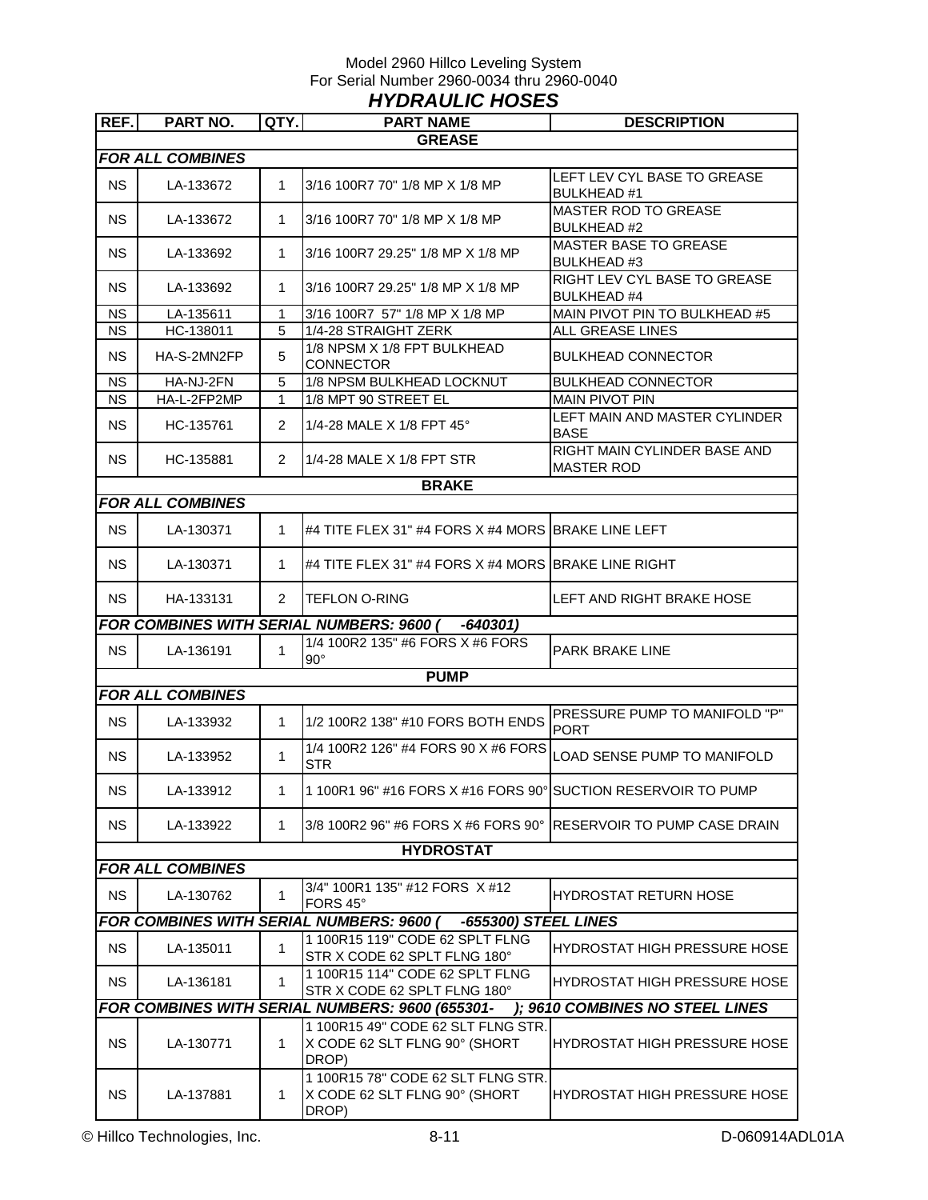Model 2960 Hillco Leveling System
For Serial Number 2960-0034 thru 2960-0040

## *HYDRAULIC HOSES*

| REF. | PART NO. | QTY. | PART NAME | DESCRIPTION |
|---|---|---|---|---|
| | | | **GREASE** | |
| ***FOR ALL COMBINES*** | | | | |
| NS | LA-133672 | 1 | 3/16 100R7 70" 1/8 MP X 1/8 MP | LEFT LEV CYL BASE TO GREASE BULKHEAD #1 |
| NS | LA-133672 | 1 | 3/16 100R7 70" 1/8 MP X 1/8 MP | MASTER ROD TO GREASE BULKHEAD #2 |
| NS | LA-133692 | 1 | 3/16 100R7 29.25" 1/8 MP X 1/8 MP | MASTER BASE TO GREASE BULKHEAD #3 |
| NS | LA-133692 | 1 | 3/16 100R7 29.25" 1/8 MP X 1/8 MP | RIGHT LEV CYL BASE TO GREASE BULKHEAD #4 |
| NS | LA-135611 | 1 | 3/16 100R7 57" 1/8 MP X 1/8 MP | MAIN PIVOT PIN TO BULKHEAD #5 |
| NS | HC-138011 | 5 | 1/4-28 STRAIGHT ZERK | ALL GREASE LINES |
| NS | HA-S-2MN2FP | 5 | 1/8 NPSM X 1/8 FPT BULKHEAD CONNECTOR | BULKHEAD CONNECTOR |
| NS | HA-NJ-2FN | 5 | 1/8 NPSM BULKHEAD LOCKNUT | BULKHEAD CONNECTOR |
| NS | HA-L-2FP2MP | 1 | 1/8 MPT 90 STREET EL | MAIN PIVOT PIN |
| NS | HC-135761 | 2 | 1/4-28 MALE X 1/8 FPT 45° | LEFT MAIN AND MASTER CYLINDER BASE |
| NS | HC-135881 | 2 | 1/4-28 MALE X 1/8 FPT STR | RIGHT MAIN CYLINDER BASE AND MASTER ROD |
| | | | **BRAKE** | |
| ***FOR ALL COMBINES*** | | | | |
| NS | LA-130371 | 1 | #4 TITE FLEX 31" #4 FORS X #4 MORS | BRAKE LINE LEFT |
| NS | LA-130371 | 1 | #4 TITE FLEX 31" #4 FORS X #4 MORS | BRAKE LINE RIGHT |
| NS | HA-133131 | 2 | TEFLON O-RING | LEFT AND RIGHT BRAKE HOSE |
| ***FOR COMBINES WITH SERIAL NUMBERS: 9600 ( -640301)*** | | | | |
| NS | LA-136191 | 1 | 1/4 100R2 135" #6 FORS X #6 FORS 90° | PARK BRAKE LINE |
| | | | **PUMP** | |
| ***FOR ALL COMBINES*** | | | | |
| NS | LA-133932 | 1 | 1/2 100R2 138" #10 FORS BOTH ENDS | PRESSURE PUMP TO MANIFOLD "P" PORT |
| NS | LA-133952 | 1 | 1/4 100R2 126" #4 FORS 90 X #6 FORS STR | LOAD SENSE PUMP TO MANIFOLD |
| NS | LA-133912 | 1 | 1 100R1 96" #16 FORS X #16 FORS 90° | SUCTION RESERVOIR TO PUMP |
| NS | LA-133922 | 1 | 3/8 100R2 96" #6 FORS X #6 FORS 90° | RESERVOIR TO PUMP CASE DRAIN |
| | | | **HYDROSTAT** | |
| ***FOR ALL COMBINES*** | | | | |
| NS | LA-130762 | 1 | 3/4" 100R1 135" #12 FORS X #12 FORS 45° | HYDROSTAT RETURN HOSE |
| ***FOR COMBINES WITH SERIAL NUMBERS: 9600 ( -655300) STEEL LINES*** | | | | |
| NS | LA-135011 | 1 | 1 100R15 119" CODE 62 SPLT FLNG STR X CODE 62 SPLT FLNG 180° | HYDROSTAT HIGH PRESSURE HOSE |
| NS | LA-136181 | 1 | 1 100R15 114" CODE 62 SPLT FLNG STR X CODE 62 SPLT FLNG 180° | HYDROSTAT HIGH PRESSURE HOSE |
| ***FOR COMBINES WITH SERIAL NUMBERS: 9600 (655301- ); 9610 COMBINES NO STEEL LINES*** | | | | |
| NS | LA-130771 | 1 | 1 100R15 49" CODE 62 SLT FLNG STR. X CODE 62 SLT FLNG 90° (SHORT DROP) | HYDROSTAT HIGH PRESSURE HOSE |
| NS | LA-137881 | 1 | 1 100R15 78" CODE 62 SLT FLNG STR. X CODE 62 SLT FLNG 90° (SHORT DROP) | HYDROSTAT HIGH PRESSURE HOSE |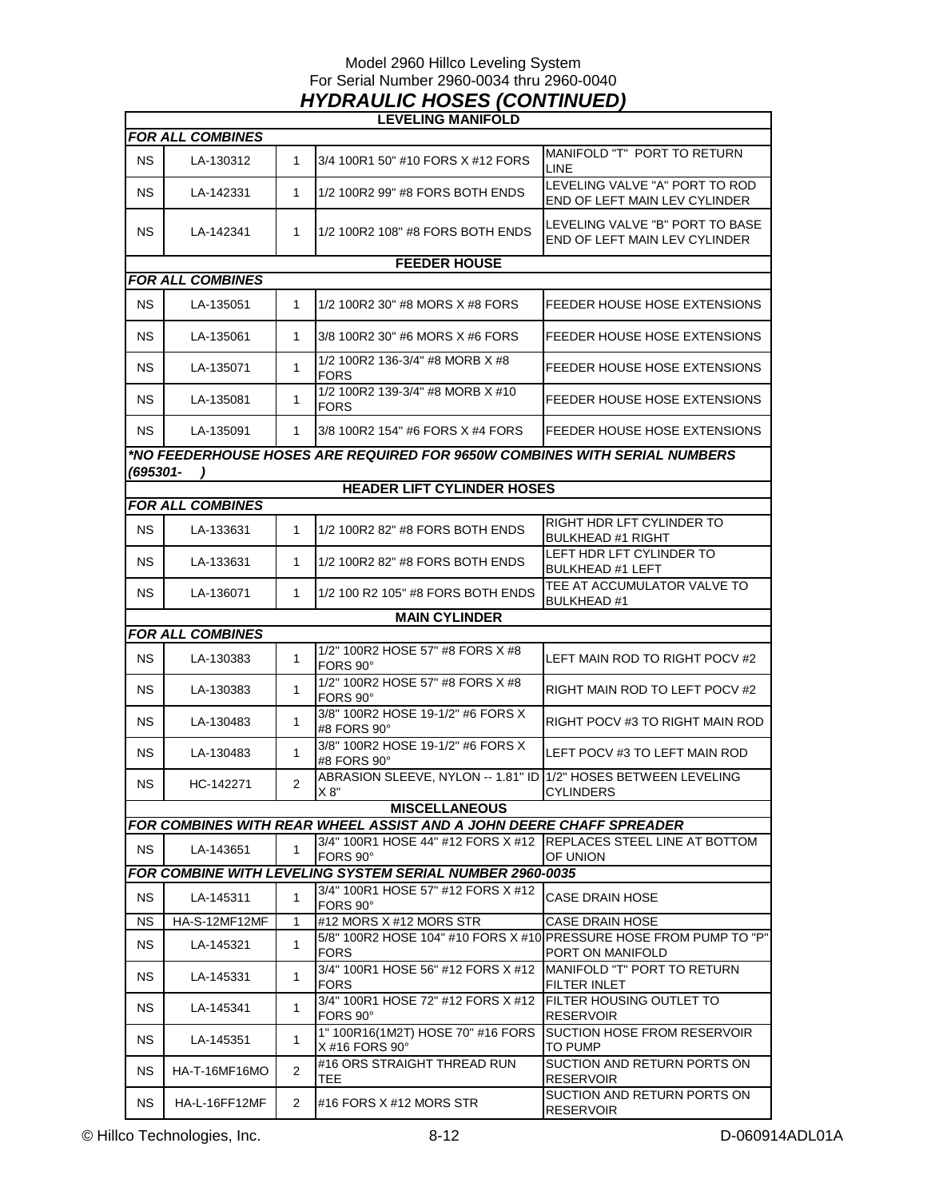Model 2960 Hillco Leveling System
For Serial Number 2960-0034 thru 2960-0040

## *HYDRAULIC HOSES (CONTINUED)*

| | | | | |
|---|---|---|---|---|
| **LEVELING MANIFOLD** | | | | |
| ***FOR ALL COMBINES*** | | | | |
| NS | LA-130312 | 1 | 3/4 100R1 50" #10 FORS X #12 FORS | MANIFOLD "T" PORT TO RETURN LINE |
| NS | LA-142331 | 1 | 1/2 100R2 99" #8 FORS BOTH ENDS | LEVELING VALVE "A" PORT TO ROD END OF LEFT MAIN LEV CYLINDER |
| NS | LA-142341 | 1 | 1/2 100R2 108" #8 FORS BOTH ENDS | LEVELING VALVE "B" PORT TO BASE END OF LEFT MAIN LEV CYLINDER |
| **FEEDER HOUSE** | | | | |
| ***FOR ALL COMBINES*** | | | | |
| NS | LA-135051 | 1 | 1/2 100R2 30" #8 MORS X #8 FORS | FEEDER HOUSE HOSE EXTENSIONS |
| NS | LA-135061 | 1 | 3/8 100R2 30" #6 MORS X #6 FORS | FEEDER HOUSE HOSE EXTENSIONS |
| NS | LA-135071 | 1 | 1/2 100R2 136-3/4" #8 MORB X #8 FORS | FEEDER HOUSE HOSE EXTENSIONS |
| NS | LA-135081 | 1 | 1/2 100R2 139-3/4" #8 MORB X #10 FORS | FEEDER HOUSE HOSE EXTENSIONS |
| NS | LA-135091 | 1 | 3/8 100R2 154" #6 FORS X #4 FORS | FEEDER HOUSE HOSE EXTENSIONS |
| ***\*NO FEEDERHOUSE HOSES ARE REQUIRED FOR 9650W COMBINES WITH SERIAL NUMBERS (695301- )*** | | | | |
| **HEADER LIFT CYLINDER HOSES** | | | | |
| ***FOR ALL COMBINES*** | | | | |
| NS | LA-133631 | 1 | 1/2 100R2 82" #8 FORS BOTH ENDS | RIGHT HDR LFT CYLINDER TO BULKHEAD #1 RIGHT |
| NS | LA-133631 | 1 | 1/2 100R2 82" #8 FORS BOTH ENDS | LEFT HDR LFT CYLINDER TO BULKHEAD #1 LEFT |
| NS | LA-136071 | 1 | 1/2 100 R2 105" #8 FORS BOTH ENDS | TEE AT ACCUMULATOR VALVE TO BULKHEAD #1 |
| **MAIN CYLINDER** | | | | |
| ***FOR ALL COMBINES*** | | | | |
| NS | LA-130383 | 1 | 1/2" 100R2 HOSE 57" #8 FORS X #8 FORS 90° | LEFT MAIN ROD TO RIGHT POCV #2 |
| NS | LA-130383 | 1 | 1/2" 100R2 HOSE 57" #8 FORS X #8 FORS 90° | RIGHT MAIN ROD TO LEFT POCV #2 |
| NS | LA-130483 | 1 | 3/8" 100R2 HOSE 19-1/2" #6 FORS X #8 FORS 90° | RIGHT POCV #3 TO RIGHT MAIN ROD |
| NS | LA-130483 | 1 | 3/8" 100R2 HOSE 19-1/2" #6 FORS X #8 FORS 90° | LEFT POCV #3 TO LEFT MAIN ROD |
| NS | HC-142271 | 2 | ABRASION SLEEVE, NYLON -- 1.81" ID X 8" | 1/2" HOSES BETWEEN LEVELING CYLINDERS |
| **MISCELLANEOUS** | | | | |
| ***FOR COMBINES WITH REAR WHEEL ASSIST AND A JOHN DEERE CHAFF SPREADER*** | | | | |
| NS | LA-143651 | 1 | 3/4" 100R1 HOSE 44" #12 FORS X #12 FORS 90° | REPLACES STEEL LINE AT BOTTOM OF UNION |
| ***FOR COMBINE WITH LEVELING SYSTEM SERIAL NUMBER 2960-0035*** | | | | |
| NS | LA-145311 | 1 | 3/4" 100R1 HOSE 57" #12 FORS X #12 FORS 90° | CASE DRAIN HOSE |
| NS | HA-S-12MF12MF | 1 | #12 MORS X #12 MORS STR | CASE DRAIN HOSE |
| NS | LA-145321 | 1 | 5/8" 100R2 HOSE 104" #10 FORS X #10 FORS | PRESSURE HOSE FROM PUMP TO "P" PORT ON MANIFOLD |
| NS | LA-145331 | 1 | 3/4" 100R1 HOSE 56" #12 FORS X #12 FORS | MANIFOLD "T" PORT TO RETURN FILTER INLET |
| NS | LA-145341 | 1 | 3/4" 100R1 HOSE 72" #12 FORS X #12 FORS 90° | FILTER HOUSING OUTLET TO RESERVOIR |
| NS | LA-145351 | 1 | 1" 100R16(1M2T) HOSE 70" #16 FORS X #16 FORS 90° | SUCTION HOSE FROM RESERVOIR TO PUMP |
| NS | HA-T-16MF16MO | 2 | #16 ORS STRAIGHT THREAD RUN TEE | SUCTION AND RETURN PORTS ON RESERVOIR |
| NS | HA-L-16FF12MF | 2 | #16 FORS X #12 MORS STR | SUCTION AND RETURN PORTS ON RESERVOIR |

© Hillco Technologies, Inc. 8-12 D-060914ADL01A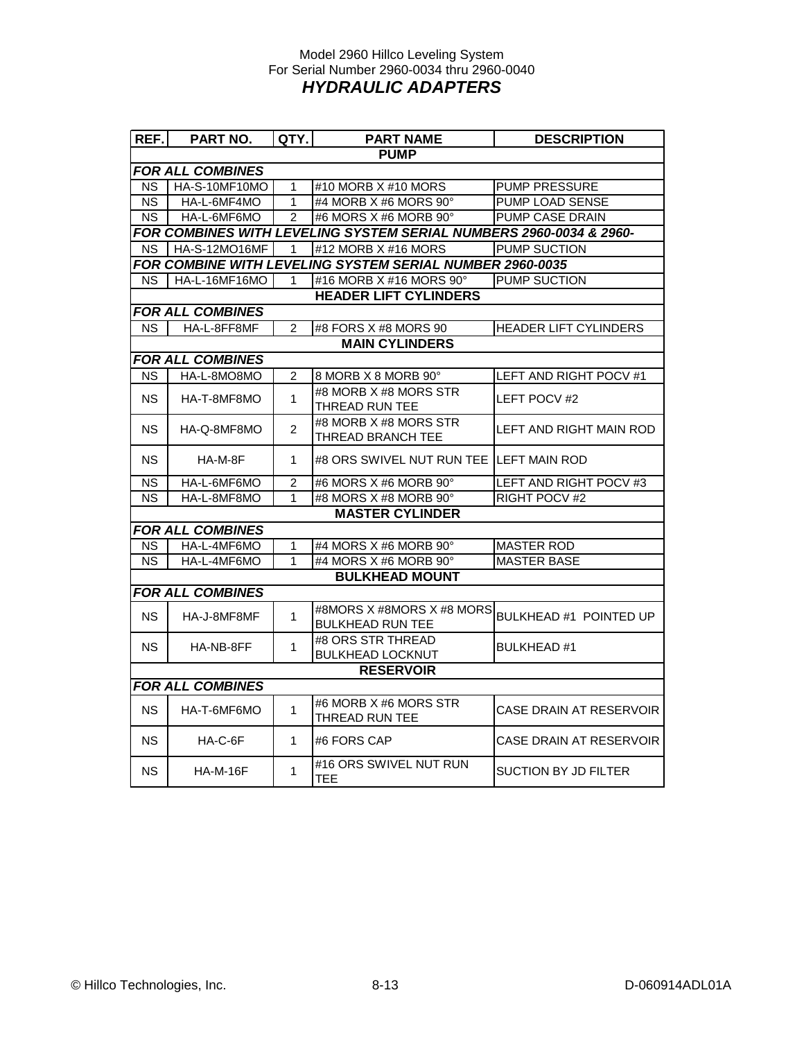Model 2960 Hillco Leveling System
For Serial Number 2960-0034 thru 2960-0040

# HYDRAULIC ADAPTERS

| REF. | PART NO. | QTY. | PART NAME | DESCRIPTION |
|---|---|---|---|---|
| | | | **PUMP** | |
| ***FOR ALL COMBINES*** | | | | |
| NS | HA-S-10MF10MO | 1 | #10 MORB X #10 MORS | PUMP PRESSURE |
| NS | HA-L-6MF4MO | 1 | #4 MORB X #6 MORS 90° | PUMP LOAD SENSE |
| NS | HA-L-6MF6MO | 2 | #6 MORS X #6 MORB 90° | PUMP CASE DRAIN |
| ***FOR COMBINES WITH LEVELING SYSTEM SERIAL NUMBERS 2960-0034 & 2960-*** | | | | |
| NS | HA-S-12MO16MF | 1 | #12 MORB X #16 MORS | PUMP SUCTION |
| ***FOR COMBINE WITH LEVELING SYSTEM SERIAL NUMBER 2960-0035*** | | | | |
| NS | HA-L-16MF16MO | 1 | #16 MORB X #16 MORS 90° | PUMP SUCTION |
| | | | **HEADER LIFT CYLINDERS** | |
| ***FOR ALL COMBINES*** | | | | |
| NS | HA-L-8FF8MF | 2 | #8 FORS X #8 MORS 90 | HEADER LIFT CYLINDERS |
| | | | **MAIN CYLINDERS** | |
| ***FOR ALL COMBINES*** | | | | |
| NS | HA-L-8MO8MO | 2 | 8 MORB X 8 MORB 90° | LEFT AND RIGHT POCV #1 |
| NS | HA-T-8MF8MO | 1 | #8 MORB X #8 MORS STR THREAD RUN TEE | LEFT POCV #2 |
| NS | HA-Q-8MF8MO | 2 | #8 MORB X #8 MORS STR THREAD BRANCH TEE | LEFT AND RIGHT MAIN ROD |
| NS | HA-M-8F | 1 | #8 ORS SWIVEL NUT RUN TEE | LEFT MAIN ROD |
| NS | HA-L-6MF6MO | 2 | #6 MORS X #6 MORB 90° | LEFT AND RIGHT POCV #3 |
| NS | HA-L-8MF8MO | 1 | #8 MORS X #8 MORB 90° | RIGHT POCV #2 |
| | | | **MASTER CYLINDER** | |
| ***FOR ALL COMBINES*** | | | | |
| NS | HA-L-4MF6MO | 1 | #4 MORS X #6 MORB 90° | MASTER ROD |
| NS | HA-L-4MF6MO | 1 | #4 MORS X #6 MORB 90° | MASTER BASE |
| | | | **BULKHEAD MOUNT** | |
| ***FOR ALL COMBINES*** | | | | |
| NS | HA-J-8MF8MF | 1 | #8MORS X #8MORS X #8 MORS BULKHEAD RUN TEE | BULKHEAD #1 POINTED UP |
| NS | HA-NB-8FF | 1 | #8 ORS STR THREAD BULKHEAD LOCKNUT | BULKHEAD #1 |
| | | | **RESERVOIR** | |
| ***FOR ALL COMBINES*** | | | | |
| NS | HA-T-6MF6MO | 1 | #6 MORB X #6 MORS STR THREAD RUN TEE | CASE DRAIN AT RESERVOIR |
| NS | HA-C-6F | 1 | #6 FORS CAP | CASE DRAIN AT RESERVOIR |
| NS | HA-M-16F | 1 | #16 ORS SWIVEL NUT RUN TEE | SUCTION BY JD FILTER |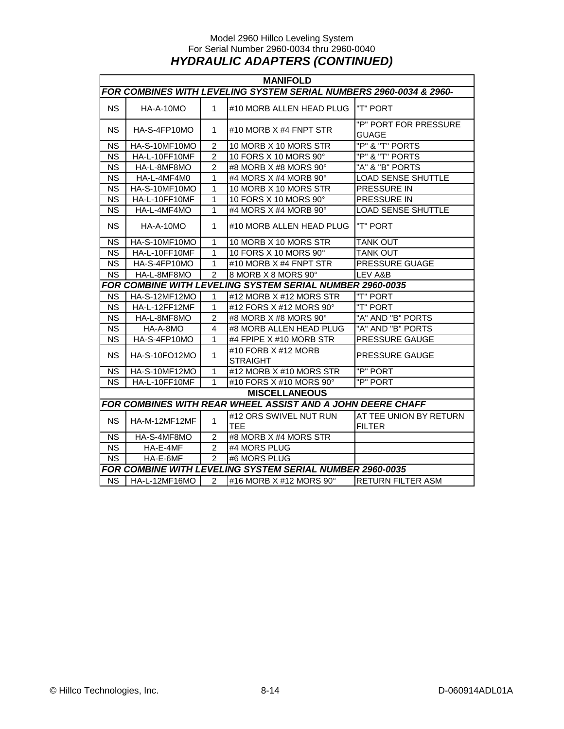Model 2960 Hillco Leveling System
For Serial Number 2960-0034 thru 2960-0040

## *HYDRAULIC ADAPTERS (CONTINUED)*

| MANIFOLD | | | | |
|---|---|---|---|---|
| ***FOR COMBINES WITH LEVELING SYSTEM SERIAL NUMBERS 2960-0034 & 2960-*** | | | | |
| NS | HA-A-10MO | 1 | #10 MORB ALLEN HEAD PLUG | "T" PORT |
| NS | HA-S-4FP10MO | 1 | #10 MORB X #4 FNPT STR | "P" PORT FOR PRESSURE GUAGE |
| NS | HA-S-10MF10MO | 2 | 10 MORB X 10 MORS STR | "P" & "T" PORTS |
| NS | HA-L-10FF10MF | 2 | 10 FORS X 10 MORS 90° | "P" & "T" PORTS |
| NS | HA-L-8MF8MO | 2 | #8 MORB X #8 MORS 90° | "A" & "B" PORTS |
| NS | HA-L-4MF4M0 | 1 | #4 MORS X #4 MORB 90° | LOAD SENSE SHUTTLE |
| NS | HA-S-10MF10MO | 1 | 10 MORB X 10 MORS STR | PRESSURE IN |
| NS | HA-L-10FF10MF | 1 | 10 FORS X 10 MORS 90° | PRESSURE IN |
| NS | HA-L-4MF4MO | 1 | #4 MORS X #4 MORB 90° | LOAD SENSE SHUTTLE |
| NS | HA-A-10MO | 1 | #10 MORB ALLEN HEAD PLUG | "T" PORT |
| NS | HA-S-10MF10MO | 1 | 10 MORB X 10 MORS STR | TANK OUT |
| NS | HA-L-10FF10MF | 1 | 10 FORS X 10 MORS 90° | TANK OUT |
| NS | HA-S-4FP10MO | 1 | #10 MORB X #4 FNPT STR | PRESSURE GUAGE |
| NS | HA-L-8MF8MO | 2 | 8 MORB X 8 MORS 90° | LEV A&B |
| ***FOR COMBINE WITH LEVELING SYSTEM SERIAL NUMBER 2960-0035*** | | | | |
| NS | HA-S-12MF12MO | 1 | #12 MORB X #12 MORS STR | "T" PORT |
| NS | HA-L-12FF12MF | 1 | #12 FORS X #12 MORS 90° | "T" PORT |
| NS | HA-L-8MF8MO | 2 | #8 MORB X #8 MORS 90° | "A" AND "B" PORTS |
| NS | HA-A-8MO | 4 | #8 MORB ALLEN HEAD PLUG | "A" AND "B" PORTS |
| NS | HA-S-4FP10MO | 1 | #4 FPIPE X #10 MORB STR | PRESSURE GAUGE |
| NS | HA-S-10FO12MO | 1 | #10 FORB X #12 MORB STRAIGHT | PRESSURE GAUGE |
| NS | HA-S-10MF12MO | 1 | #12 MORB X #10 MORS STR | "P" PORT |
| NS | HA-L-10FF10MF | 1 | #10 FORS X #10 MORS 90° | "P" PORT |
| **MISCELLANEOUS** | | | | |
| ***FOR COMBINES WITH REAR WHEEL ASSIST AND A JOHN DEERE CHAFF*** | | | | |
| NS | HA-M-12MF12MF | 1 | #12 ORS SWIVEL NUT RUN TEE | AT TEE UNION BY RETURN FILTER |
| NS | HA-S-4MF8MO | 2 | #8 MORB X #4 MORS STR | |
| NS | HA-E-4MF | 2 | #4 MORS PLUG | |
| NS | HA-E-6MF | 2 | #6 MORS PLUG | |
| ***FOR COMBINE WITH LEVELING SYSTEM SERIAL NUMBER 2960-0035*** | | | | |
| NS | HA-L-12MF16MO | 2 | #16 MORB X #12 MORS 90° | RETURN FILTER ASM |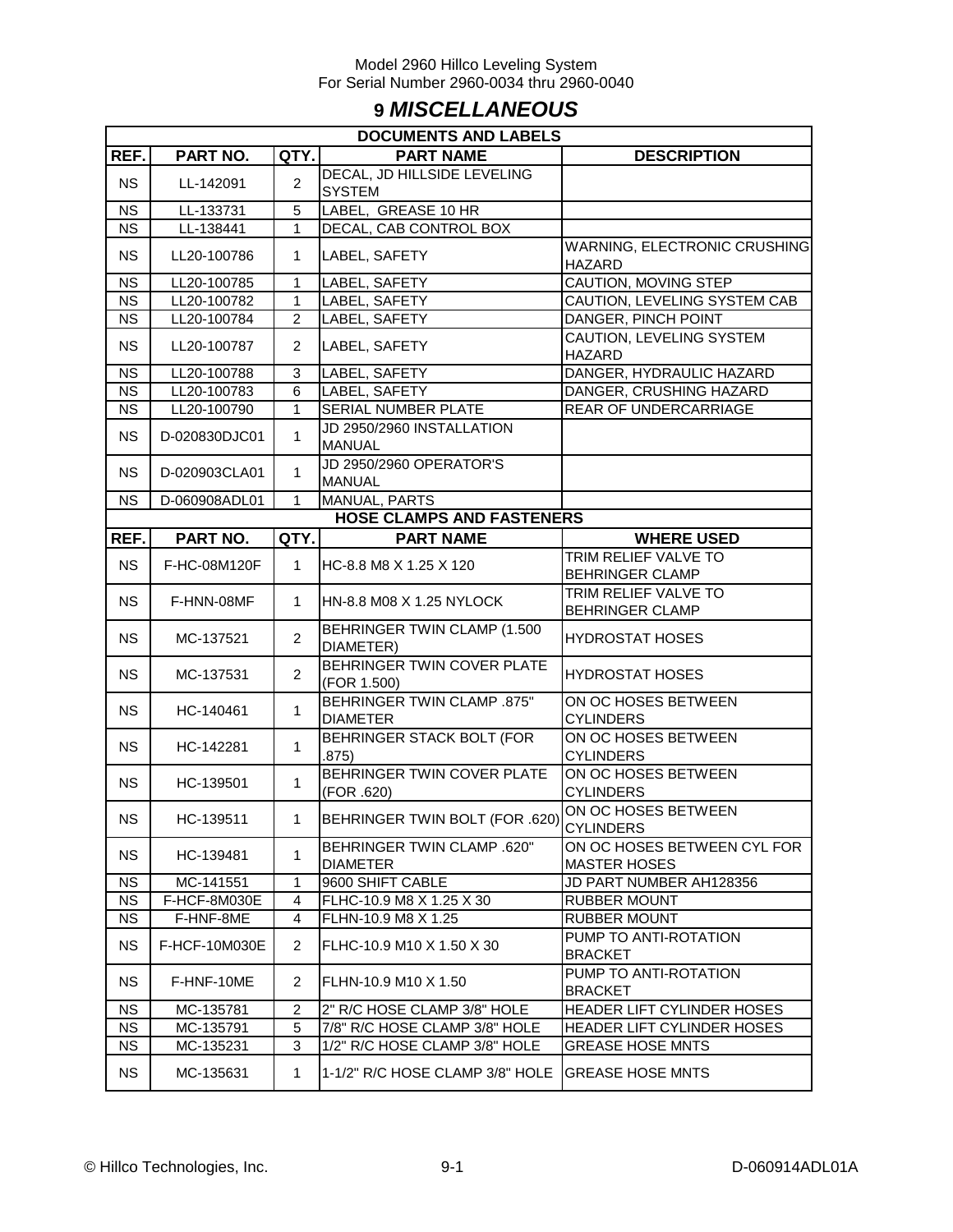# 9 *MISCELLANEOUS*

| DOCUMENTS AND LABELS | | | | |
|---|---|---|---|---|
| **REF.** | **PART NO.** | **QTY.** | **PART NAME** | **DESCRIPTION** |
| NS | LL-142091 | 2 | DECAL, JD HILLSIDE LEVELING SYSTEM | |
| NS | LL-133731 | 5 | LABEL, GREASE 10 HR | |
| NS | LL-138441 | 1 | DECAL, CAB CONTROL BOX | |
| NS | LL20-100786 | 1 | LABEL, SAFETY | WARNING, ELECTRONIC CRUSHING HAZARD |
| NS | LL20-100785 | 1 | LABEL, SAFETY | CAUTION, MOVING STEP |
| NS | LL20-100782 | 1 | LABEL, SAFETY | CAUTION, LEVELING SYSTEM CAB |
| NS | LL20-100784 | 2 | LABEL, SAFETY | DANGER, PINCH POINT |
| NS | LL20-100787 | 2 | LABEL, SAFETY | CAUTION, LEVELING SYSTEM HAZARD |
| NS | LL20-100788 | 3 | LABEL, SAFETY | DANGER, HYDRAULIC HAZARD |
| NS | LL20-100783 | 6 | LABEL, SAFETY | DANGER, CRUSHING HAZARD |
| NS | LL20-100790 | 1 | SERIAL NUMBER PLATE | REAR OF UNDERCARRIAGE |
| NS | D-020830DJC01 | 1 | JD 2950/2960 INSTALLATION MANUAL | |
| NS | D-020903CLA01 | 1 | JD 2950/2960 OPERATOR'S MANUAL | |
| NS | D-060908ADL01 | 1 | MANUAL, PARTS | |

| HOSE CLAMPS AND FASTENERS | | | | |
|---|---|---|---|---|
| **REF.** | **PART NO.** | **QTY.** | **PART NAME** | **WHERE USED** |
| NS | F-HC-08M120F | 1 | HC-8.8 M8 X 1.25 X 120 | TRIM RELIEF VALVE TO BEHRINGER CLAMP |
| NS | F-HNN-08MF | 1 | HN-8.8 M08 X 1.25 NYLOCK | TRIM RELIEF VALVE TO BEHRINGER CLAMP |
| NS | MC-137521 | 2 | BEHRINGER TWIN CLAMP (1.500 DIAMETER) | HYDROSTAT HOSES |
| NS | MC-137531 | 2 | BEHRINGER TWIN COVER PLATE (FOR 1.500) | HYDROSTAT HOSES |
| NS | HC-140461 | 1 | BEHRINGER TWIN CLAMP .875" DIAMETER | ON OC HOSES BETWEEN CYLINDERS |
| NS | HC-142281 | 1 | BEHRINGER STACK BOLT (FOR .875) | ON OC HOSES BETWEEN CYLINDERS |
| NS | HC-139501 | 1 | BEHRINGER TWIN COVER PLATE (FOR .620) | ON OC HOSES BETWEEN CYLINDERS |
| NS | HC-139511 | 1 | BEHRINGER TWIN BOLT (FOR .620) | ON OC HOSES BETWEEN CYLINDERS |
| NS | HC-139481 | 1 | BEHRINGER TWIN CLAMP .620" DIAMETER | ON OC HOSES BETWEEN CYL FOR MASTER HOSES |
| NS | MC-141551 | 1 | 9600 SHIFT CABLE | JD PART NUMBER AH128356 |
| NS | F-HCF-8M030E | 4 | FLHC-10.9 M8 X 1.25 X 30 | RUBBER MOUNT |
| NS | F-HNF-8ME | 4 | FLHN-10.9 M8 X 1.25 | RUBBER MOUNT |
| NS | F-HCF-10M030E | 2 | FLHC-10.9 M10 X 1.50 X 30 | PUMP TO ANTI-ROTATION BRACKET |
| NS | F-HNF-10ME | 2 | FLHN-10.9 M10 X 1.50 | PUMP TO ANTI-ROTATION BRACKET |
| NS | MC-135781 | 2 | 2" R/C HOSE CLAMP 3/8" HOLE | HEADER LIFT CYLINDER HOSES |
| NS | MC-135791 | 5 | 7/8" R/C HOSE CLAMP 3/8" HOLE | HEADER LIFT CYLINDER HOSES |
| NS | MC-135231 | 3 | 1/2" R/C HOSE CLAMP 3/8" HOLE | GREASE HOSE MNTS |
| NS | MC-135631 | 1 | 1-1/2" R/C HOSE CLAMP 3/8" HOLE | GREASE HOSE MNTS |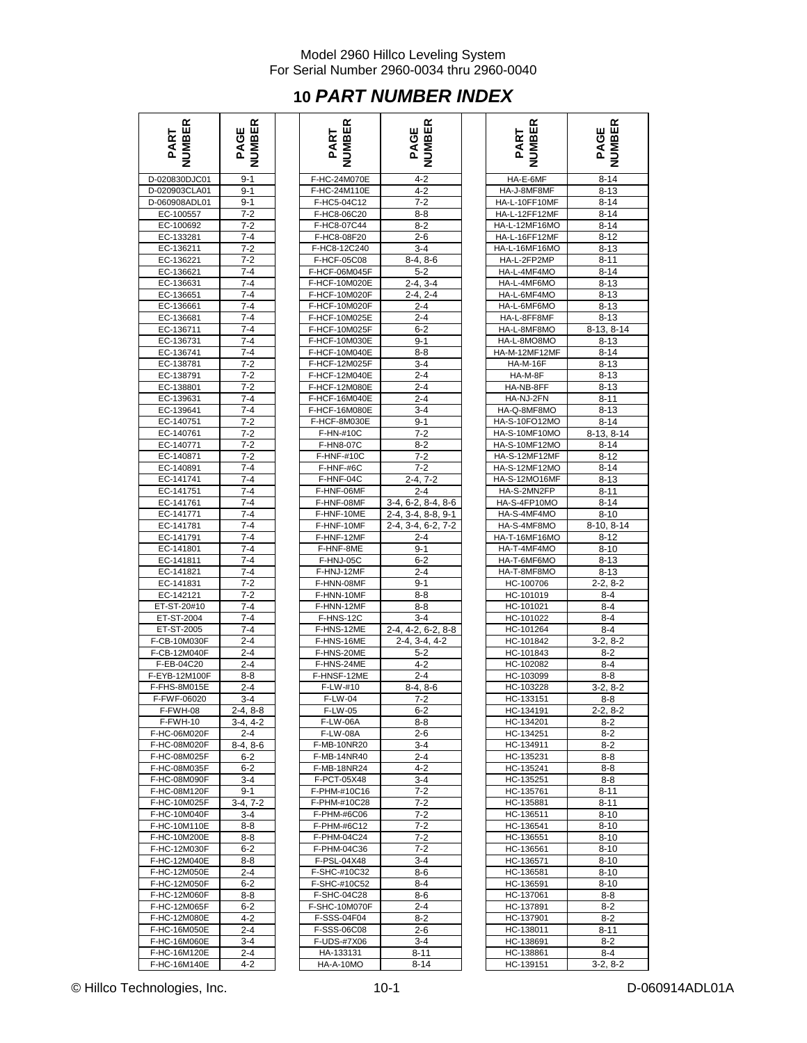# 10 *PART NUMBER INDEX*

| PART NUMBER | PAGE NUMBER | PART NUMBER | PAGE NUMBER | PART NUMBER | PAGE NUMBER |
|---|---|---|---|---|---|
| D-020830DJC01 | 9-1 | F-HC-24M070E | 4-2 | HA-E-6MF | 8-14 |
| D-020903CLA01 | 9-1 | F-HC-24M110E | 4-2 | HA-J-8MF8MF | 8-13 |
| D-060908ADL01 | 9-1 | F-HC5-04C12 | 7-2 | HA-L-10FF10MF | 8-14 |
| EC-100557 | 7-2 | F-HC8-06C20 | 8-8 | HA-L-12FF12MF | 8-14 |
| EC-100692 | 7-2 | F-HC8-07C44 | 8-2 | HA-L-12MF16MO | 8-14 |
| EC-133281 | 7-4 | F-HC8-08F20 | 2-6 | HA-L-16FF12MF | 8-12 |
| EC-136211 | 7-2 | F-HC8-12C240 | 3-4 | HA-L-16MF16MO | 8-13 |
| EC-136221 | 7-2 | F-HCF-05C08 | 8-4, 8-6 | HA-L-2FP2MP | 8-11 |
| EC-136621 | 7-4 | F-HCF-06M045F | 5-2 | HA-L-4MF4MO | 8-14 |
| EC-136631 | 7-4 | F-HCF-10M020E | 2-4, 3-4 | HA-L-4MF6MO | 8-13 |
| EC-136651 | 7-4 | F-HCF-10M020F | 2-4, 2-4 | HA-L-6MF4MO | 8-13 |
| EC-136661 | 7-4 | F-HCF-10M020F | 2-4 | HA-L-6MF6MO | 8-13 |
| EC-136681 | 7-4 | F-HCF-10M025E | 2-4 | HA-L-8FF8MF | 8-13 |
| EC-136711 | 7-4 | F-HCF-10M025F | 6-2 | HA-L-8MF8MO | 8-13, 8-14 |
| EC-136731 | 7-4 | F-HCF-10M030E | 9-1 | HA-L-8MO8MO | 8-13 |
| EC-136741 | 7-4 | F-HCF-10M040E | 8-8 | HA-M-12MF12MF | 8-14 |
| EC-138781 | 7-2 | F-HCF-12M025F | 3-4 | HA-M-16F | 8-13 |
| EC-138791 | 7-2 | F-HCF-12M040E | 2-4 | HA-M-8F | 8-13 |
| EC-138801 | 7-2 | F-HCF-12M080E | 2-4 | HA-NB-8FF | 8-13 |
| EC-139631 | 7-4 | F-HCF-16M040E | 2-4 | HA-NJ-2FN | 8-11 |
| EC-139641 | 7-4 | F-HCF-16M080E | 3-4 | HA-Q-8MF8MO | 8-13 |
| EC-140751 | 7-2 | F-HCF-8M030E | 9-1 | HA-S-10FO12MO | 8-14 |
| EC-140761 | 7-2 | F-HN-#10C | 7-2 | HA-S-10MF10MO | 8-13, 8-14 |
| EC-140771 | 7-2 | F-HN8-07C | 8-2 | HA-S-10MF12MO | 8-14 |
| EC-140871 | 7-2 | F-HNF-#10C | 7-2 | HA-S-12MF12MF | 8-12 |
| EC-140891 | 7-4 | F-HNF-#6C | 7-2 | HA-S-12MF12MO | 8-14 |
| EC-141741 | 7-4 | F-HNF-04C | 2-4, 7-2 | HA-S-12MO16MF | 8-13 |
| EC-141751 | 7-4 | F-HNF-06MF | 2-4 | HA-S-2MN2FP | 8-11 |
| EC-141761 | 7-4 | F-HNF-08MF | 3-4, 6-2, 8-4, 8-6 | HA-S-4FP10MO | 8-14 |
| EC-141771 | 7-4 | F-HNF-10ME | 2-4, 3-4, 8-8, 9-1 | HA-S-4MF4MO | 8-10 |
| EC-141781 | 7-4 | F-HNF-10MF | 2-4, 3-4, 6-2, 7-2 | HA-S-4MF8MO | 8-10, 8-14 |
| EC-141791 | 7-4 | F-HNF-12MF | 2-4 | HA-T-16MF16MO | 8-12 |
| EC-141801 | 7-4 | F-HNF-8ME | 9-1 | HA-T-4MF4MO | 8-10 |
| EC-141811 | 7-4 | F-HNJ-05C | 6-2 | HA-T-6MF6MO | 8-13 |
| EC-141821 | 7-4 | F-HNJ-12MF | 2-4 | HA-T-8MF8MO | 8-13 |
| EC-141831 | 7-2 | F-HNN-08MF | 9-1 | HC-100706 | 2-2, 8-2 |
| EC-142121 | 7-2 | F-HNN-10MF | 8-8 | HC-101019 | 8-4 |
| ET-ST-20#10 | 7-4 | F-HNN-12MF | 8-8 | HC-101021 | 8-4 |
| ET-ST-2004 | 7-4 | F-HNS-12C | 3-4 | HC-101022 | 8-4 |
| ET-ST-2005 | 7-4 | F-HNS-12ME | 2-4, 4-2, 6-2, 8-8 | HC-101264 | 8-4 |
| F-CB-10M030F | 2-4 | F-HNS-16ME | 2-4, 3-4, 4-2 | HC-101842 | 3-2, 8-2 |
| F-CB-12M040F | 2-4 | F-HNS-20ME | 5-2 | HC-101843 | 8-2 |
| F-EB-04C20 | 2-4 | F-HNS-24ME | 4-2 | HC-102082 | 8-4 |
| F-EYB-12M100F | 8-8 | F-HNSF-12ME | 2-4 | HC-103099 | 8-8 |
| F-FHS-8M015E | 2-4 | F-LW-#10 | 8-4, 8-6 | HC-103228 | 3-2, 8-2 |
| F-FWF-06020 | 3-4 | F-LW-04 | 7-2 | HC-133151 | 8-8 |
| F-FWH-08 | 2-4, 8-8 | F-LW-05 | 6-2 | HC-134191 | 2-2, 8-2 |
| F-FWH-10 | 3-4, 4-2 | F-LW-06A | 8-8 | HC-134201 | 8-2 |
| F-HC-06M020F | 2-4 | F-LW-08A | 2-6 | HC-134251 | 8-2 |
| F-HC-08M020F | 8-4, 8-6 | F-MB-10NR20 | 3-4 | HC-134911 | 8-2 |
| F-HC-08M025F | 6-2 | F-MB-14NR40 | 2-4 | HC-135231 | 8-8 |
| F-HC-08M035F | 6-2 | F-MB-18NR24 | 4-2 | HC-135241 | 8-8 |
| F-HC-08M090F | 3-4 | F-PCT-05X48 | 3-4 | HC-135251 | 8-8 |
| F-HC-08M120F | 9-1 | F-PHM-#10C16 | 7-2 | HC-135761 | 8-11 |
| F-HC-10M025F | 3-4, 7-2 | F-PHM-#10C28 | 7-2 | HC-135881 | 8-11 |
| F-HC-10M040F | 3-4 | F-PHM-#6C06 | 7-2 | HC-136511 | 8-10 |
| F-HC-10M110E | 8-8 | F-PHM-#6C12 | 7-2 | HC-136541 | 8-10 |
| F-HC-10M200E | 8-8 | F-PHM-04C24 | 7-2 | HC-136551 | 8-10 |
| F-HC-12M030F | 6-2 | F-PHM-04C36 | 7-2 | HC-136561 | 8-10 |
| F-HC-12M040E | 8-8 | F-PSL-04X48 | 3-4 | HC-136571 | 8-10 |
| F-HC-12M050E | 2-4 | F-SHC-#10C32 | 8-6 | HC-136581 | 8-10 |
| F-HC-12M050F | 6-2 | F-SHC-#10C52 | 8-4 | HC-136591 | 8-10 |
| F-HC-12M060F | 8-8 | F-SHC-04C28 | 8-6 | HC-137061 | 8-8 |
| F-HC-12M065F | 6-2 | F-SHC-10M070F | 2-4 | HC-137891 | 8-2 |
| F-HC-12M080E | 4-2 | F-SSS-04F04 | 8-2 | HC-137901 | 8-2 |
| F-HC-16M050E | 2-4 | F-SSS-06C08 | 2-6 | HC-138011 | 8-11 |
| F-HC-16M060E | 3-4 | F-UDS-#7X06 | 3-4 | HC-138691 | 8-2 |
| F-HC-16M120E | 2-4 | HA-133131 | 8-11 | HC-138861 | 8-4 |
| F-HC-16M140E | 4-2 | HA-A-10MO | 8-14 | HC-139151 | 3-2, 8-2 |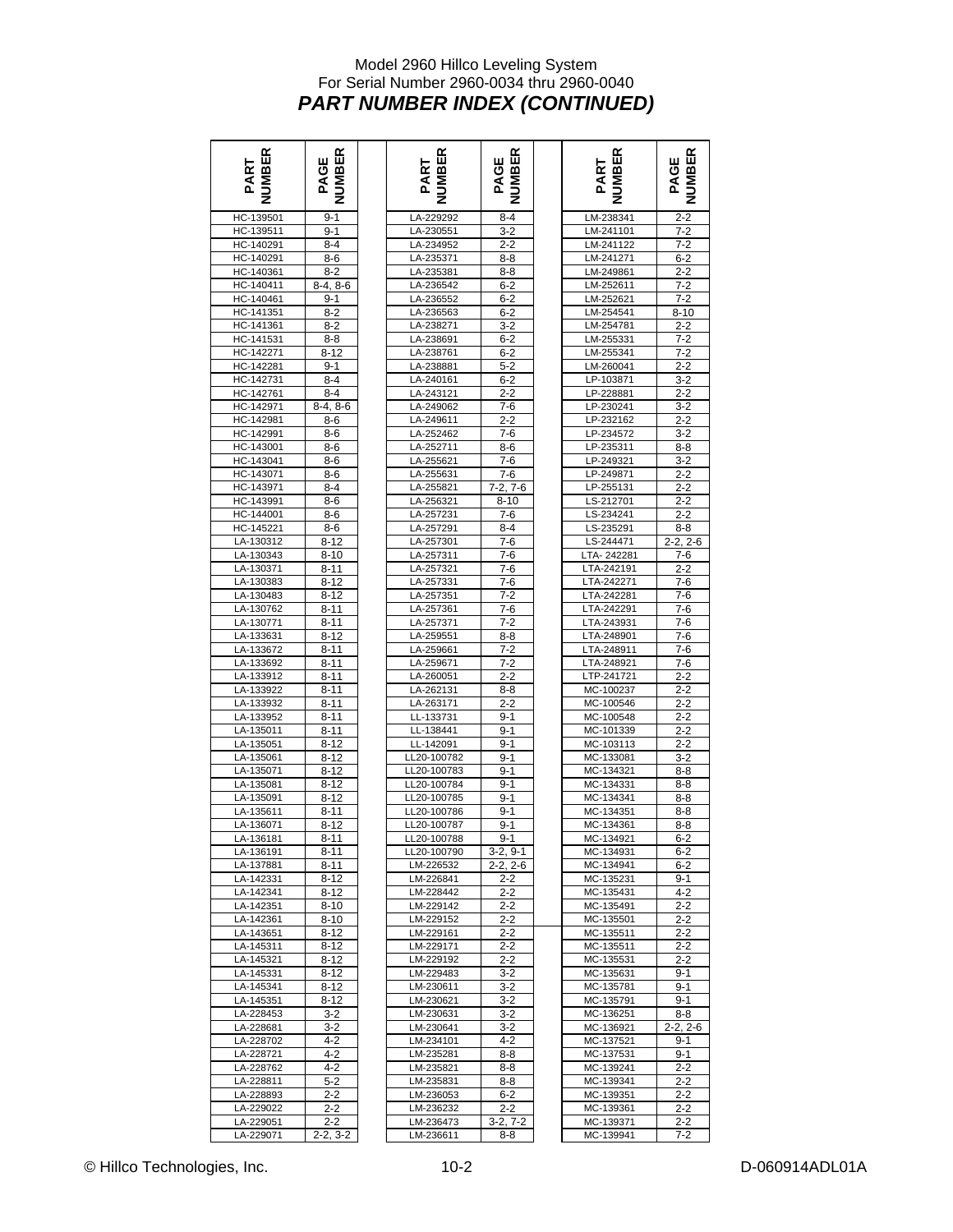Model 2960 Hillco Leveling System
For Serial Number 2960-0034 thru 2960-0040

## *PART NUMBER INDEX (CONTINUED)*

| PART NUMBER | PAGE NUMBER | PART NUMBER | PAGE NUMBER | PART NUMBER | PAGE NUMBER |
|---|---|---|---|---|---|
| HC-139501 | 9-1 | LA-229292 | 8-4 | LM-238341 | 2-2 |
| HC-139511 | 9-1 | LA-230551 | 3-2 | LM-241101 | 7-2 |
| HC-140291 | 8-4 | LA-234952 | 2-2 | LM-241122 | 7-2 |
| HC-140291 | 8-6 | LA-235371 | 8-8 | LM-241271 | 6-2 |
| HC-140361 | 8-2 | LA-235381 | 8-8 | LM-249861 | 2-2 |
| HC-140411 | 8-4, 8-6 | LA-236542 | 6-2 | LM-252611 | 7-2 |
| HC-140461 | 9-1 | LA-236552 | 6-2 | LM-252621 | 7-2 |
| HC-141351 | 8-2 | LA-236563 | 6-2 | LM-254541 | 8-10 |
| HC-141361 | 8-2 | LA-238271 | 3-2 | LM-254781 | 2-2 |
| HC-141531 | 8-8 | LA-238691 | 6-2 | LM-255331 | 7-2 |
| HC-142271 | 8-12 | LA-238761 | 6-2 | LM-255341 | 7-2 |
| HC-142281 | 9-1 | LA-238881 | 5-2 | LM-260041 | 2-2 |
| HC-142731 | 8-4 | LA-240161 | 6-2 | LP-103871 | 3-2 |
| HC-142761 | 8-4 | LA-243121 | 2-2 | LP-228881 | 2-2 |
| HC-142971 | 8-4, 8-6 | LA-249062 | 7-6 | LP-230241 | 3-2 |
| HC-142981 | 8-6 | LA-249611 | 2-2 | LP-232162 | 2-2 |
| HC-142991 | 8-6 | LA-252462 | 7-6 | LP-234572 | 3-2 |
| HC-143001 | 8-6 | LA-252711 | 8-6 | LP-235311 | 8-8 |
| HC-143041 | 8-6 | LA-255621 | 7-6 | LP-249321 | 3-2 |
| HC-143071 | 8-6 | LA-255631 | 7-6 | LP-249871 | 2-2 |
| HC-143971 | 8-4 | LA-255821 | 7-2, 7-6 | LP-255131 | 2-2 |
| HC-143991 | 8-6 | LA-256321 | 8-10 | LS-212701 | 2-2 |
| HC-144001 | 8-6 | LA-257231 | 7-6 | LS-234241 | 2-2 |
| HC-145221 | 8-6 | LA-257291 | 8-4 | LS-235291 | 8-8 |
| LA-130312 | 8-12 | LA-257301 | 7-6 | LS-244471 | 2-2, 2-6 |
| LA-130343 | 8-10 | LA-257311 | 7-6 | LTA- 242281 | 7-6 |
| LA-130371 | 8-11 | LA-257321 | 7-6 | LTA-242191 | 2-2 |
| LA-130383 | 8-12 | LA-257331 | 7-6 | LTA-242271 | 7-6 |
| LA-130483 | 8-12 | LA-257351 | 7-2 | LTA-242281 | 7-6 |
| LA-130762 | 8-11 | LA-257361 | 7-6 | LTA-242291 | 7-6 |
| LA-130771 | 8-11 | LA-257371 | 7-2 | LTA-243931 | 7-6 |
| LA-133631 | 8-12 | LA-259551 | 8-8 | LTA-248901 | 7-6 |
| LA-133672 | 8-11 | LA-259661 | 7-2 | LTA-248911 | 7-6 |
| LA-133692 | 8-11 | LA-259671 | 7-2 | LTA-248921 | 7-6 |
| LA-133912 | 8-11 | LA-260051 | 2-2 | LTP-241721 | 2-2 |
| LA-133922 | 8-11 | LA-262131 | 8-8 | MC-100237 | 2-2 |
| LA-133932 | 8-11 | LA-263171 | 2-2 | MC-100546 | 2-2 |
| LA-133952 | 8-11 | LL-133731 | 9-1 | MC-100548 | 2-2 |
| LA-135011 | 8-11 | LL-138441 | 9-1 | MC-101339 | 2-2 |
| LA-135051 | 8-12 | LL-142091 | 9-1 | MC-103113 | 2-2 |
| LA-135061 | 8-12 | LL20-100782 | 9-1 | MC-133081 | 3-2 |
| LA-135071 | 8-12 | LL20-100783 | 9-1 | MC-134321 | 8-8 |
| LA-135081 | 8-12 | LL20-100784 | 9-1 | MC-134331 | 8-8 |
| LA-135091 | 8-12 | LL20-100785 | 9-1 | MC-134341 | 8-8 |
| LA-135611 | 8-11 | LL20-100786 | 9-1 | MC-134351 | 8-8 |
| LA-136071 | 8-12 | LL20-100787 | 9-1 | MC-134361 | 8-8 |
| LA-136181 | 8-11 | LL20-100788 | 9-1 | MC-134921 | 6-2 |
| LA-136191 | 8-11 | LL20-100790 | 3-2, 9-1 | MC-134931 | 6-2 |
| LA-137881 | 8-11 | LM-226532 | 2-2, 2-6 | MC-134941 | 6-2 |
| LA-142331 | 8-12 | LM-226841 | 2-2 | MC-135231 | 9-1 |
| LA-142341 | 8-12 | LM-228442 | 2-2 | MC-135431 | 4-2 |
| LA-142351 | 8-10 | LM-229142 | 2-2 | MC-135491 | 2-2 |
| LA-142361 | 8-10 | LM-229152 | 2-2 | MC-135501 | 2-2 |
| LA-143651 | 8-12 | LM-229161 | 2-2 | MC-135511 | 2-2 |
| LA-145311 | 8-12 | LM-229171 | 2-2 | MC-135511 | 2-2 |
| LA-145321 | 8-12 | LM-229192 | 2-2 | MC-135531 | 2-2 |
| LA-145331 | 8-12 | LM-229483 | 3-2 | MC-135631 | 9-1 |
| LA-145341 | 8-12 | LM-230611 | 3-2 | MC-135781 | 9-1 |
| LA-145351 | 8-12 | LM-230621 | 3-2 | MC-135791 | 9-1 |
| LA-228453 | 3-2 | LM-230631 | 3-2 | MC-136251 | 8-8 |
| LA-228681 | 3-2 | LM-230641 | 3-2 | MC-136921 | 2-2, 2-6 |
| LA-228702 | 4-2 | LM-234101 | 4-2 | MC-137521 | 9-1 |
| LA-228721 | 4-2 | LM-235281 | 8-8 | MC-137531 | 9-1 |
| LA-228762 | 4-2 | LM-235821 | 8-8 | MC-139241 | 2-2 |
| LA-228811 | 5-2 | LM-235831 | 8-8 | MC-139341 | 2-2 |
| LA-228893 | 2-2 | LM-236053 | 6-2 | MC-139351 | 2-2 |
| LA-229022 | 2-2 | LM-236232 | 2-2 | MC-139361 | 2-2 |
| LA-229051 | 2-2 | LM-236473 | 3-2, 7-2 | MC-139371 | 2-2 |
| LA-229071 | 2-2, 3-2 | LM-236611 | 8-8 | MC-139941 | 7-2 |

© Hillco Technologies, Inc. D-060914ADL01A